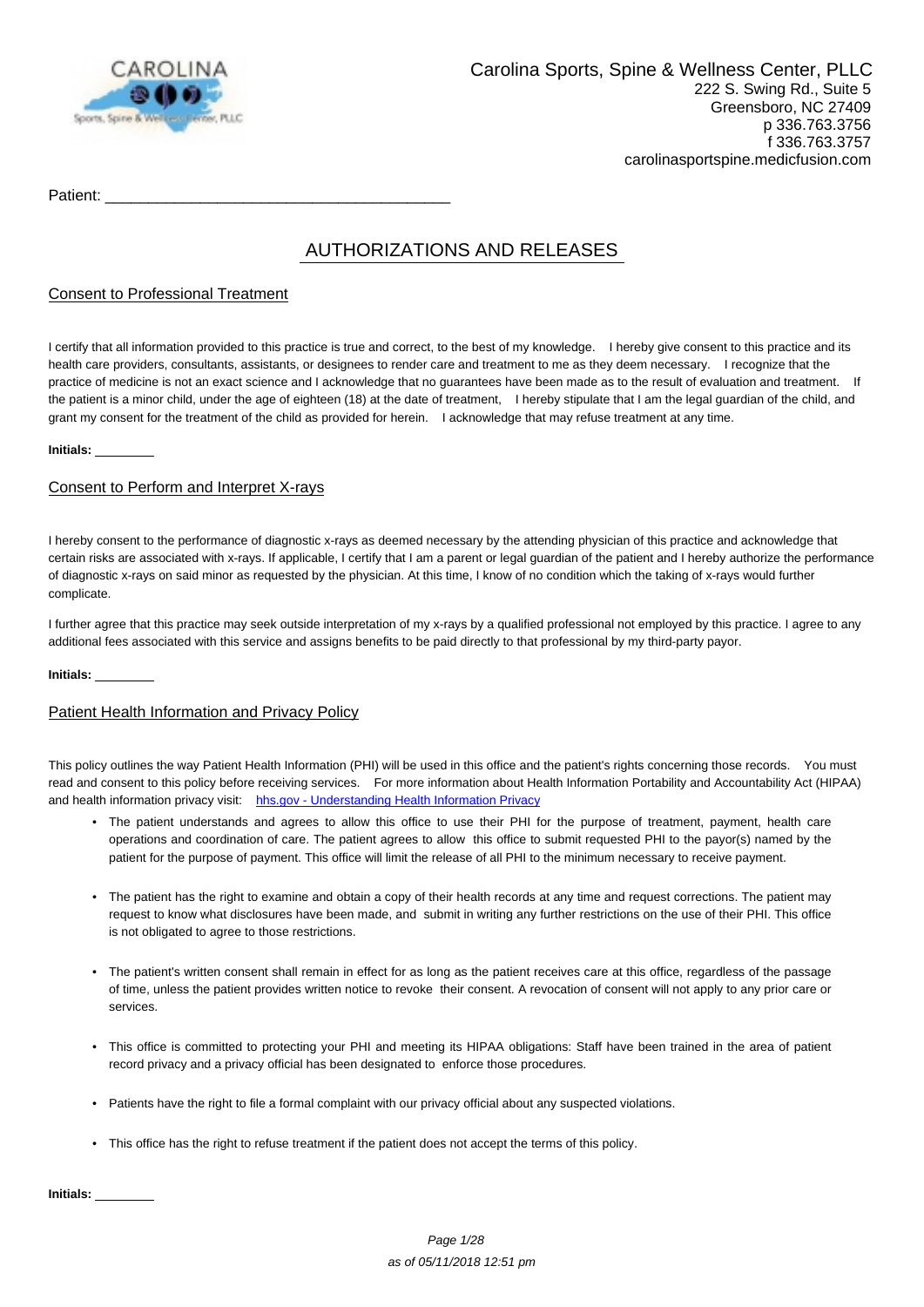Carolina Sports, Spine & Wellness Center, PLLC
222 S. Swing Rd., Suite 5
Greensboro, NC 27409
p 336.763.3756
f 336.763.3757
carolinasportspine.medicfusion.com

Patient: ________________________________________

# AUTHORIZATIONS AND RELEASES

## Consent to Professional Treatment

I certify that all information provided to this practice is true and correct, to the best of my knowledge. I hereby give consent to this practice and its health care providers, consultants, assistants, or designees to render care and treatment to me as they deem necessary. I recognize that the practice of medicine is not an exact science and I acknowledge that no guarantees have been made as to the result of evaluation and treatment. If the patient is a minor child, under the age of eighteen (18) at the date of treatment, I hereby stipulate that I am the legal guardian of the child, and grant my consent for the treatment of the child as provided for herein. I acknowledge that may refuse treatment at any time.

**Initials:** ________

## Consent to Perform and Interpret X-rays

I hereby consent to the performance of diagnostic x-rays as deemed necessary by the attending physician of this practice and acknowledge that certain risks are associated with x-rays. If applicable, I certify that I am a parent or legal guardian of the patient and I hereby authorize the performance of diagnostic x-rays on said minor as requested by the physician. At this time, I know of no condition which the taking of x-rays would further complicate.

I further agree that this practice may seek outside interpretation of my x-rays by a qualified professional not employed by this practice. I agree to any additional fees associated with this service and assigns benefits to be paid directly to that professional by my third-party payor.

**Initials:** ________

## Patient Health Information and Privacy Policy

This policy outlines the way Patient Health Information (PHI) will be used in this office and the patient's rights concerning those records. You must read and consent to this policy before receiving services. For more information about Health Information Portability and Accountability Act (HIPAA) and health information privacy visit: hhs.gov - Understanding Health Information Privacy

- The patient understands and agrees to allow this office to use their PHI for the purpose of treatment, payment, health care operations and coordination of care. The patient agrees to allow this office to submit requested PHI to the payor(s) named by the patient for the purpose of payment. This office will limit the release of all PHI to the minimum necessary to receive payment.
- The patient has the right to examine and obtain a copy of their health records at any time and request corrections. The patient may request to know what disclosures have been made, and submit in writing any further restrictions on the use of their PHI. This office is not obligated to agree to those restrictions.
- The patient's written consent shall remain in effect for as long as the patient receives care at this office, regardless of the passage of time, unless the patient provides written notice to revoke their consent. A revocation of consent will not apply to any prior care or services.
- This office is committed to protecting your PHI and meeting its HIPAA obligations: Staff have been trained in the area of patient record privacy and a privacy official has been designated to enforce those procedures.
- Patients have the right to file a formal complaint with our privacy official about any suspected violations.
- This office has the right to refuse treatment if the patient does not accept the terms of this policy.

**Initials:** ________

*as of 05/11/2018 12:51 pm*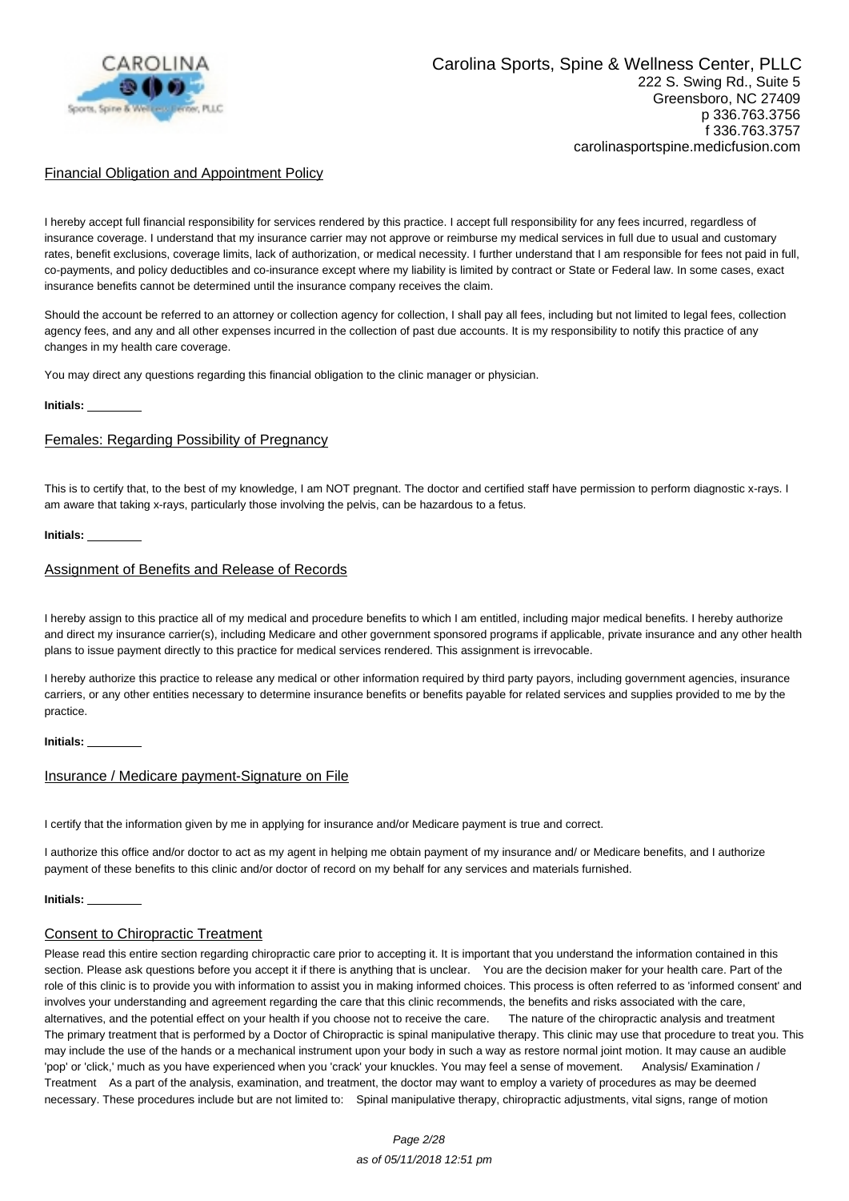Carolina Sports, Spine & Wellness Center, PLLC
222 S. Swing Rd., Suite 5
Greensboro, NC 27409
p 336.763.3756
f 336.763.3757
carolinasportspine.medicfusion.com

## Financial Obligation and Appointment Policy

I hereby accept full financial responsibility for services rendered by this practice. I accept full responsibility for any fees incurred, regardless of insurance coverage. I understand that my insurance carrier may not approve or reimburse my medical services in full due to usual and customary rates, benefit exclusions, coverage limits, lack of authorization, or medical necessity. I further understand that I am responsible for fees not paid in full, co-payments, and policy deductibles and co-insurance except where my liability is limited by contract or State or Federal law. In some cases, exact insurance benefits cannot be determined until the insurance company receives the claim.

Should the account be referred to an attorney or collection agency for collection, I shall pay all fees, including but not limited to legal fees, collection agency fees, and any and all other expenses incurred in the collection of past due accounts. It is my responsibility to notify this practice of any changes in my health care coverage.

You may direct any questions regarding this financial obligation to the clinic manager or physician.

**Initials:** ________

## Females: Regarding Possibility of Pregnancy

This is to certify that, to the best of my knowledge, I am NOT pregnant. The doctor and certified staff have permission to perform diagnostic x-rays. I am aware that taking x-rays, particularly those involving the pelvis, can be hazardous to a fetus.

**Initials:** ________

## Assignment of Benefits and Release of Records

I hereby assign to this practice all of my medical and procedure benefits to which I am entitled, including major medical benefits. I hereby authorize and direct my insurance carrier(s), including Medicare and other government sponsored programs if applicable, private insurance and any other health plans to issue payment directly to this practice for medical services rendered. This assignment is irrevocable.

I hereby authorize this practice to release any medical or other information required by third party payors, including government agencies, insurance carriers, or any other entities necessary to determine insurance benefits or benefits payable for related services and supplies provided to me by the practice.

**Initials:** ________

## Insurance / Medicare payment-Signature on File

I certify that the information given by me in applying for insurance and/or Medicare payment is true and correct.

I authorize this office and/or doctor to act as my agent in helping me obtain payment of my insurance and/ or Medicare benefits, and I authorize payment of these benefits to this clinic and/or doctor of record on my behalf for any services and materials furnished.

**Initials:** ________

## Consent to Chiropractic Treatment

Please read this entire section regarding chiropractic care prior to accepting it. It is important that you understand the information contained in this section. Please ask questions before you accept it if there is anything that is unclear. You are the decision maker for your health care. Part of the role of this clinic is to provide you with information to assist you in making informed choices. This process is often referred to as 'informed consent' and involves your understanding and agreement regarding the care that this clinic recommends, the benefits and risks associated with the care, alternatives, and the potential effect on your health if you choose not to receive the care. The nature of the chiropractic analysis and treatment The primary treatment that is performed by a Doctor of Chiropractic is spinal manipulative therapy. This clinic may use that procedure to treat you. This may include the use of the hands or a mechanical instrument upon your body in such a way as restore normal joint motion. It may cause an audible 'pop' or 'click,' much as you have experienced when you 'crack' your knuckles. You may feel a sense of movement. Analysis/ Examination / Treatment As a part of the analysis, examination, and treatment, the doctor may want to employ a variety of procedures as may be deemed necessary. These procedures include but are not limited to: Spinal manipulative therapy, chiropractic adjustments, vital signs, range of motion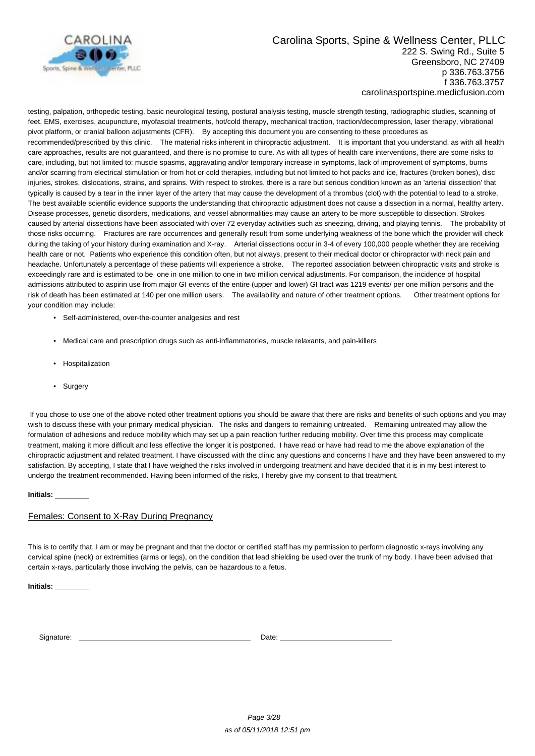Carolina Sports, Spine & Wellness Center, PLLC
222 S. Swing Rd., Suite 5
Greensboro, NC 27409
p 336.763.3756
f 336.763.3757
carolinasportspine.medicfusion.com

testing, palpation, orthopedic testing, basic neurological testing, postural analysis testing, muscle strength testing, radiographic studies, scanning of feet, EMS, exercises, acupuncture, myofascial treatments, hot/cold therapy, mechanical traction, traction/decompression, laser therapy, vibrational pivot platform, or cranial balloon adjustments (CFR). By accepting this document you are consenting to these procedures as recommended/prescribed by this clinic. The material risks inherent in chiropractic adjustment. It is important that you understand, as with all health care approaches, results are not guaranteed, and there is no promise to cure. As with all types of health care interventions, there are some risks to care, including, but not limited to: muscle spasms, aggravating and/or temporary increase in symptoms, lack of improvement of symptoms, burns and/or scarring from electrical stimulation or from hot or cold therapies, including but not limited to hot packs and ice, fractures (broken bones), disc injuries, strokes, dislocations, strains, and sprains. With respect to strokes, there is a rare but serious condition known as an 'arterial dissection' that typically is caused by a tear in the inner layer of the artery that may cause the development of a thrombus (clot) with the potential to lead to a stroke. The best available scientific evidence supports the understanding that chiropractic adjustment does not cause a dissection in a normal, healthy artery. Disease processes, genetic disorders, medications, and vessel abnormalities may cause an artery to be more susceptible to dissection. Strokes caused by arterial dissections have been associated with over 72 everyday activities such as sneezing, driving, and playing tennis. The probability of those risks occurring. Fractures are rare occurrences and generally result from some underlying weakness of the bone which the provider will check during the taking of your history during examination and X-ray. Arterial dissections occur in 3-4 of every 100,000 people whether they are receiving health care or not. Patients who experience this condition often, but not always, present to their medical doctor or chiropractor with neck pain and headache. Unfortunately a percentage of these patients will experience a stroke. The reported association between chiropractic visits and stroke is exceedingly rare and is estimated to be one in one million to one in two million cervical adjustments. For comparison, the incidence of hospital admissions attributed to aspirin use from major GI events of the entire (upper and lower) GI tract was 1219 events/ per one million persons and the risk of death has been estimated at 140 per one million users. The availability and nature of other treatment options. Other treatment options for your condition may include:

- Self-administered, over-the-counter analgesics and rest
- Medical care and prescription drugs such as anti-inflammatories, muscle relaxants, and pain-killers
- Hospitalization
- Surgery

If you chose to use one of the above noted other treatment options you should be aware that there are risks and benefits of such options and you may wish to discuss these with your primary medical physician. The risks and dangers to remaining untreated. Remaining untreated may allow the formulation of adhesions and reduce mobility which may set up a pain reaction further reducing mobility. Over time this process may complicate treatment, making it more difficult and less effective the longer it is postponed. I have read or have had read to me the above explanation of the chiropractic adjustment and related treatment. I have discussed with the clinic any questions and concerns I have and they have been answered to my satisfaction. By accepting, I state that I have weighed the risks involved in undergoing treatment and have decided that it is in my best interest to undergo the treatment recommended. Having been informed of the risks, I hereby give my consent to that treatment.

**Initials:** ________

## Females: Consent to X-Ray During Pregnancy

This is to certify that, I am or may be pregnant and that the doctor or certified staff has my permission to perform diagnostic x-rays involving any cervical spine (neck) or extremities (arms or legs), on the condition that lead shielding be used over the trunk of my body. I have been advised that certain x-rays, particularly those involving the pelvis, can be hazardous to a fetus.

**Initials:** ________

Signature: ______________________ Date: ______________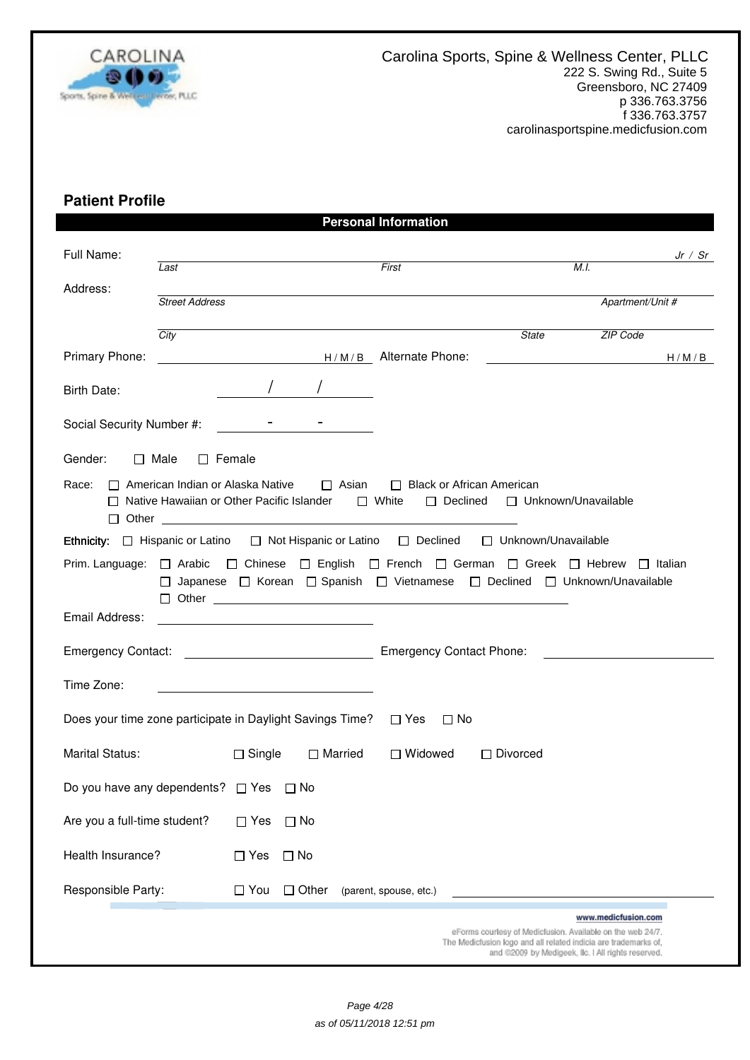Carolina Sports, Spine & Wellness Center, PLLC
222 S. Swing Rd., Suite 5
Greensboro, NC 27409
p 336.763.3756
f 336.763.3757
carolinasportspine.medicfusion.com

## Patient Profile

### Personal Information

Full Name: ______________________________________________ *Jr / Sr*
*Last* *First* *M.I.*

Address: ______________________________________________
*Street Address* *Apartment/Unit #*

______________________________________________
*City* *State* *ZIP Code*

Primary Phone: ____________ H / M / B  Alternate Phone: ____________ H / M / B

Birth Date: ____ / ____ / ____

Social Security Number #: ____ - ____ - ____

Gender: ☐ Male ☐ Female

Race: ☐ American Indian or Alaska Native ☐ Asian ☐ Black or African American
☐ Native Hawaiian or Other Pacific Islander ☐ White ☐ Declined ☐ Unknown/Unavailable
☐ Other ____________

Ethnicity: ☐ Hispanic or Latino ☐ Not Hispanic or Latino ☐ Declined ☐ Unknown/Unavailable

Prim. Language: ☐ Arabic ☐ Chinese ☐ English ☐ French ☐ German ☐ Greek ☐ Hebrew ☐ Italian
☐ Japanese ☐ Korean ☐ Spanish ☐ Vietnamese ☐ Declined ☐ Unknown/Unavailable
☐ Other ____________

Email Address: ____________

Emergency Contact: ____________ Emergency Contact Phone: ____________

Time Zone: ____________

Does your time zone participate in Daylight Savings Time? ☐ Yes ☐ No

Marital Status: ☐ Single ☐ Married ☐ Widowed ☐ Divorced

Do you have any dependents? ☐ Yes ☐ No

Are you a full-time student? ☐ Yes ☐ No

Health Insurance? ☐ Yes ☐ No

Responsible Party: ☐ You ☐ Other (parent, spouse, etc.) ____________

www.medicfusion.com

eForms courtesy of Medicfusion. Available on the web 24/7.
The Medicfusion logo and all related indicia are trademarks of,
and ©2009 by Medigeek, llc. | All rights reserved.

as of 05/11/2018 12:51 pm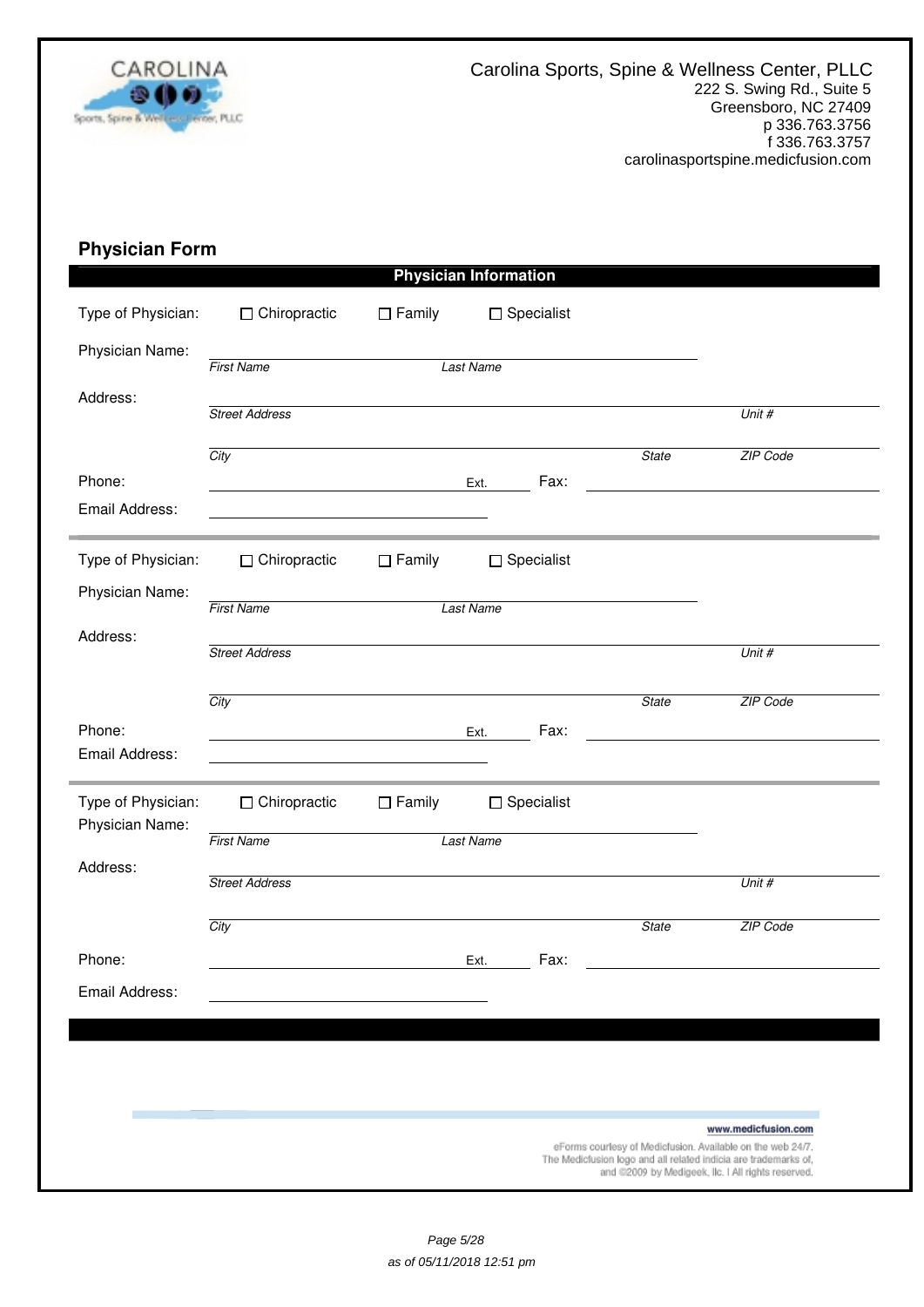Carolina Sports, Spine & Wellness Center, PLLC
222 S. Swing Rd., Suite 5
Greensboro, NC 27409
p 336.763.3756
f 336.763.3757
carolinasportspine.medicfusion.com

## Physician Form

### Physician Information

Type of Physician: ☐ Chiropractic ☐ Family ☐ Specialist

Physician Name: _First Name_ _Last Name_

Address: _Street Address_ _Unit #_

_City_ _State_ _ZIP Code_

Phone: Ext. Fax:

Email Address:

---

Type of Physician: ☐ Chiropractic ☐ Family ☐ Specialist

Physician Name: _First Name_ _Last Name_

Address: _Street Address_ _Unit #_

_City_ _State_ _ZIP Code_

Phone: Ext. Fax:

Email Address:

---

Type of Physician: ☐ Chiropractic ☐ Family ☐ Specialist

Physician Name: _First Name_ _Last Name_

Address: _Street Address_ _Unit #_

_City_ _State_ _ZIP Code_

Phone: Ext. Fax:

Email Address:

www.medicfusion.com

eForms courtesy of Medicfusion. Available on the web 24/7.
The Medicfusion logo and all related indicia are trademarks of,
and ©2009 by Medigeek, llc. | All rights reserved.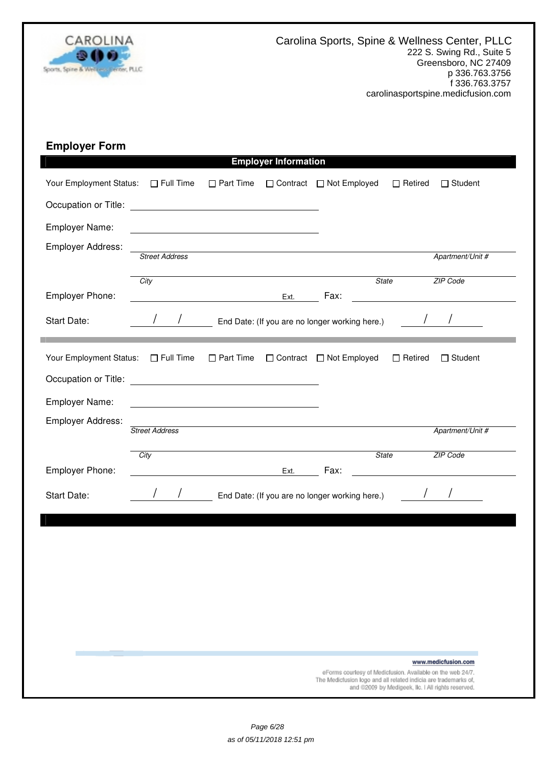Carolina Sports, Spine & Wellness Center, PLLC
222 S. Swing Rd., Suite 5
Greensboro, NC 27409
p 336.763.3756
f 336.763.3757
carolinasportspine.medicfusion.com

## Employer Form

### Employer Information

Your Employment Status: ☐ Full Time ☐ Part Time ☐ Contract ☐ Not Employed ☐ Retired ☐ Student

Occupation or Title: \_\_\_\_\_\_\_\_\_\_\_\_\_\_\_\_\_\_\_\_

Employer Name: \_\_\_\_\_\_\_\_\_\_\_\_\_\_\_\_\_\_\_\_

Employer Address:
*Street Address* *Apartment/Unit #*

*City* *State* *ZIP Code*

Employer Phone: \_\_\_\_\_\_\_\_\_\_ Ext. \_\_\_\_ Fax: \_\_\_\_\_\_\_\_\_\_

Start Date: / / End Date: (If you are no longer working here.) / /

---

Your Employment Status: ☐ Full Time ☐ Part Time ☐ Contract ☐ Not Employed ☐ Retired ☐ Student

Occupation or Title: \_\_\_\_\_\_\_\_\_\_\_\_\_\_\_\_\_\_\_\_

Employer Name: \_\_\_\_\_\_\_\_\_\_\_\_\_\_\_\_\_\_\_\_

Employer Address:
*Street Address* *Apartment/Unit #*

*City* *State* *ZIP Code*

Employer Phone: \_\_\_\_\_\_\_\_\_\_ Ext. \_\_\_\_ Fax: \_\_\_\_\_\_\_\_\_\_

Start Date: / / End Date: (If you are no longer working here.) / /

www.medicfusion.com

eForms courtesy of Medicfusion. Available on the web 24/7.
The Medicfusion logo and all related indicia are trademarks of,
and ©2009 by Medigeek, llc. l All rights reserved.

as of 05/11/2018 12:51 pm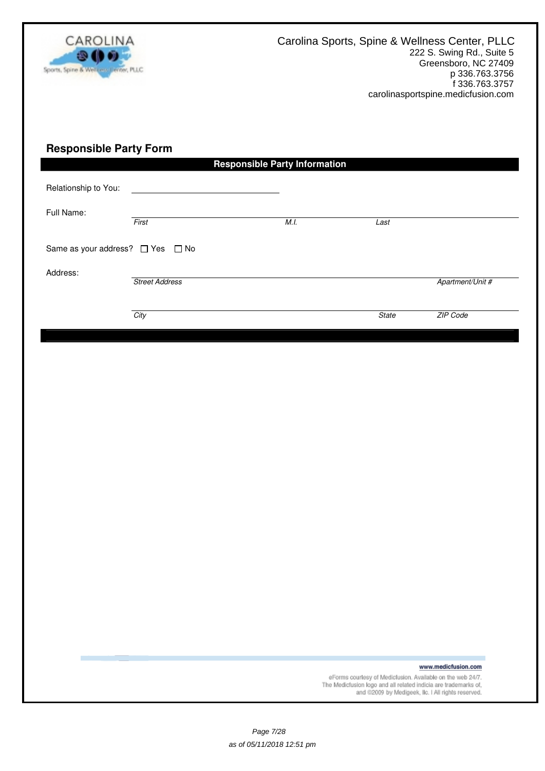Carolina Sports, Spine & Wellness Center, PLLC
222 S. Swing Rd., Suite 5
Greensboro, NC 27409
p 336.763.3756
f 336.763.3757
carolinasportspine.medicfusion.com

## Responsible Party Form

**Responsible Party Information**

Relationship to You: ______________________

Full Name: ______________________

*First* *M.I.* *Last*

Same as your address? ☐ Yes ☐ No

Address: ______________________

*Street Address* *Apartment/Unit #*

______________________

*City* *State* *ZIP Code*

www.medicfusion.com

eForms courtesy of Medicfusion. Available on the web 24/7.
The Medicfusion logo and all related indicia are trademarks of, and ©2009 by Medigeek, llc. | All rights reserved.

as of 05/11/2018 12:51 pm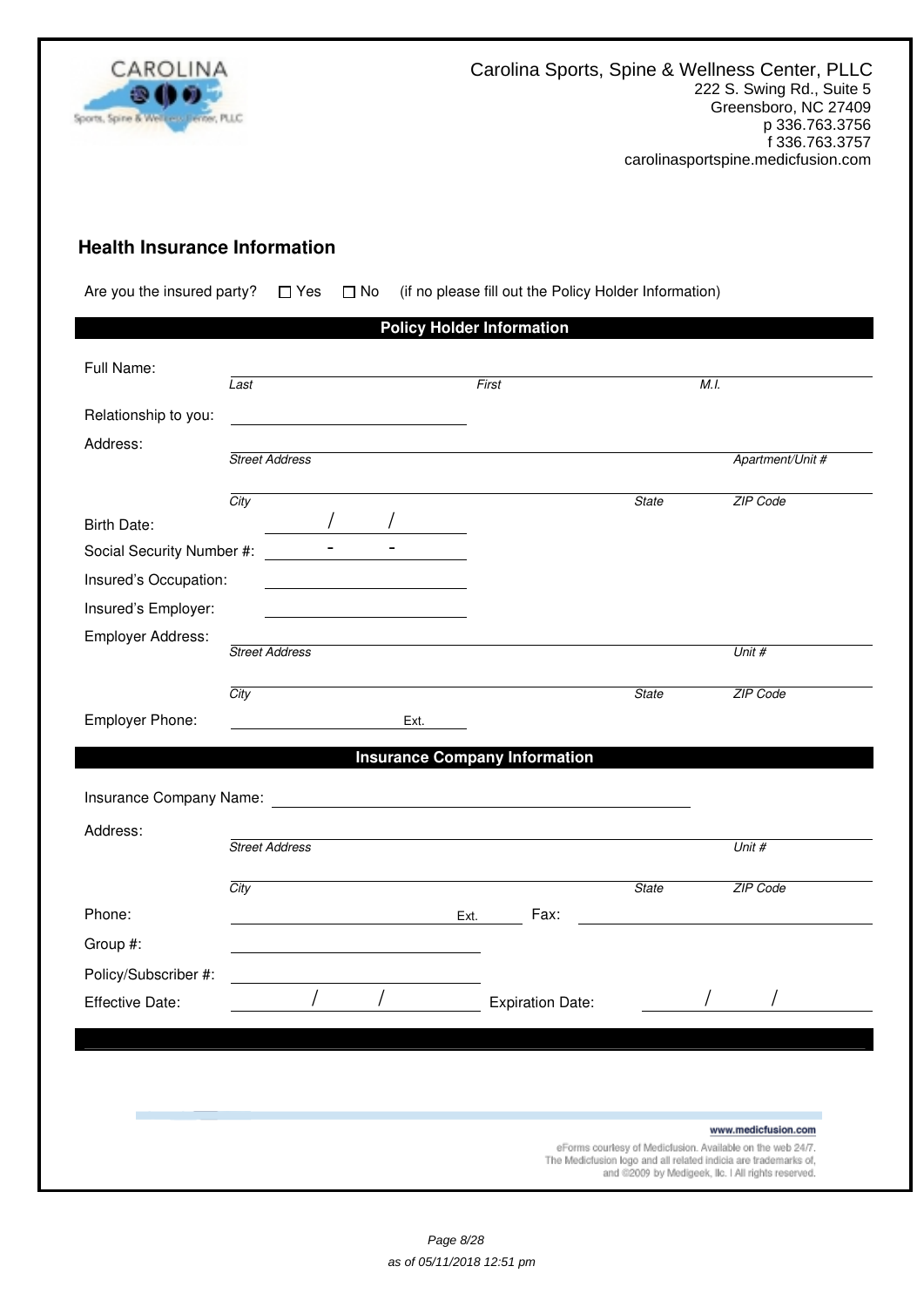Carolina Sports, Spine & Wellness Center, PLLC
222 S. Swing Rd., Suite 5
Greensboro, NC 27409
p 336.763.3756
f 336.763.3757
carolinasportspine.medicfusion.com

## Health Insurance Information

Are you the insured party? ☐ Yes ☐ No (if no please fill out the Policy Holder Information)

### Policy Holder Information

Full Name: ______________________________
*Last* *First* *M.I.*

Relationship to you: ______________________________

Address: ______________________________
*Street Address* *Apartment/Unit #*

______________________________
*City* *State* *ZIP Code*

Birth Date: ____ / ____ / ____

Social Security Number #: ____ - ____ - ____

Insured's Occupation: ______________________________

Insured's Employer: ______________________________

Employer Address: ______________________________
*Street Address* *Unit #*

______________________________
*City* *State* *ZIP Code*

Employer Phone: ______________________________ Ext.

### Insurance Company Information

Insurance Company Name: ______________________________

Address: ______________________________
*Street Address* *Unit #*

______________________________
*City* *State* *ZIP Code*

Phone: ______________________________ Ext. Fax: ______________________________

Group #: ______________________________

Policy/Subscriber #: ______________________________

Effective Date: ____ / ____ / ____ Expiration Date: ____ / ____ / ____

www.medicfusion.com

eForms courtesy of Medicfusion. Available on the web 24/7.
The Medicfusion logo and all related indicia are trademarks of,
and ©2009 by Medigeek, llc. | All rights reserved.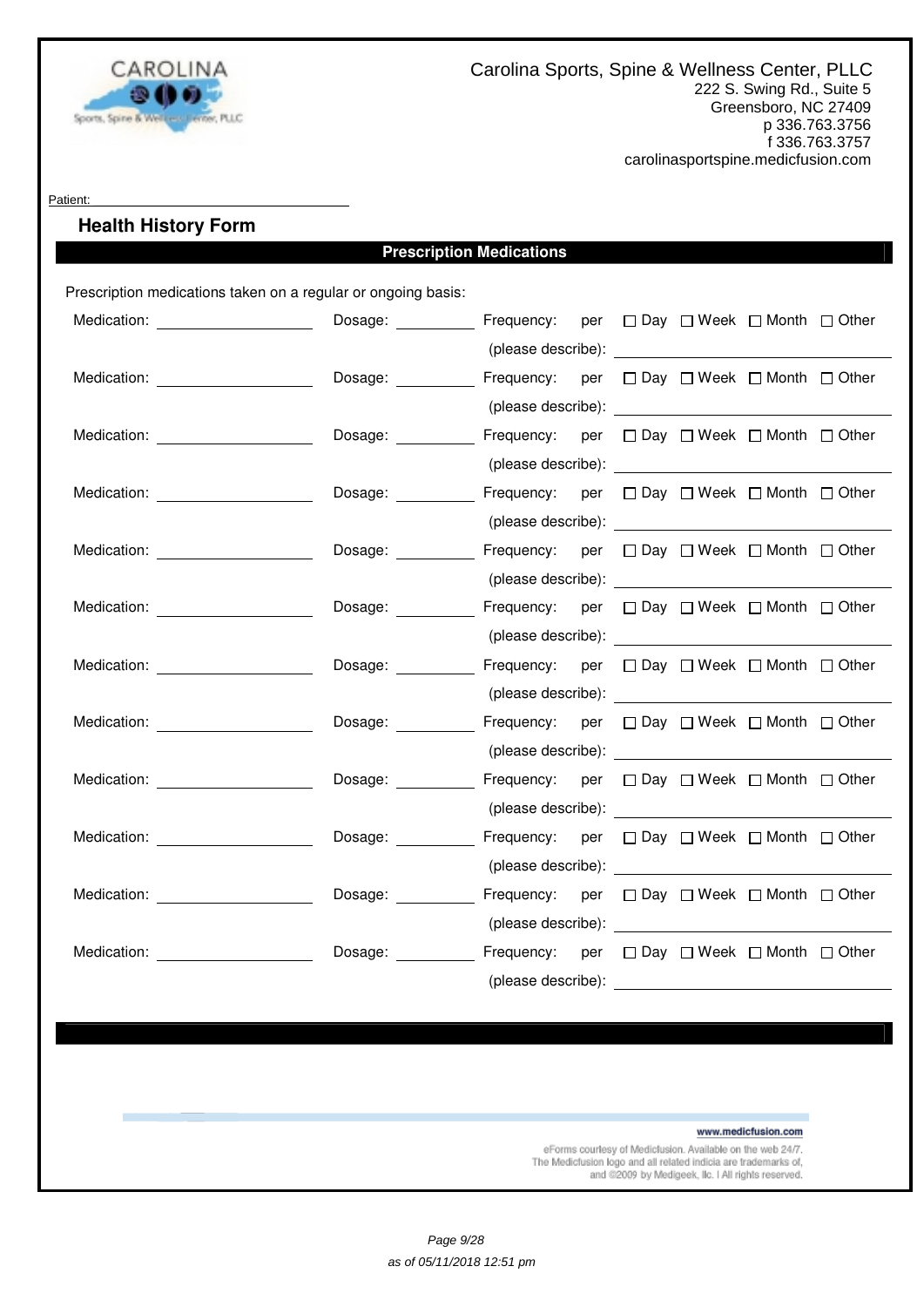Carolina Sports, Spine & Wellness Center, PLLC
222 S. Swing Rd., Suite 5
Greensboro, NC 27409
p 336.763.3756
f 336.763.3757
carolinasportspine.medicfusion.com

Patient: ______________________________

## Health History Form

### Prescription Medications

Prescription medications taken on a regular or ongoing basis:

Medication: ________________ Dosage: ________ Frequency: per ☐ Day ☐ Week ☐ Month ☐ Other
(please describe): ____________________

Medication: ________________ Dosage: ________ Frequency: per ☐ Day ☐ Week ☐ Month ☐ Other
(please describe): ____________________

Medication: ________________ Dosage: ________ Frequency: per ☐ Day ☐ Week ☐ Month ☐ Other
(please describe): ____________________

Medication: ________________ Dosage: ________ Frequency: per ☐ Day ☐ Week ☐ Month ☐ Other
(please describe): ____________________

Medication: ________________ Dosage: ________ Frequency: per ☐ Day ☐ Week ☐ Month ☐ Other
(please describe): ____________________

Medication: ________________ Dosage: ________ Frequency: per ☐ Day ☐ Week ☐ Month ☐ Other
(please describe): ____________________

Medication: ________________ Dosage: ________ Frequency: per ☐ Day ☐ Week ☐ Month ☐ Other
(please describe): ____________________

Medication: ________________ Dosage: ________ Frequency: per ☐ Day ☐ Week ☐ Month ☐ Other
(please describe): ____________________

Medication: ________________ Dosage: ________ Frequency: per ☐ Day ☐ Week ☐ Month ☐ Other
(please describe): ____________________

Medication: ________________ Dosage: ________ Frequency: per ☐ Day ☐ Week ☐ Month ☐ Other
(please describe): ____________________

Medication: ________________ Dosage: ________ Frequency: per ☐ Day ☐ Week ☐ Month ☐ Other
(please describe): ____________________

Medication: ________________ Dosage: ________ Frequency: per ☐ Day ☐ Week ☐ Month ☐ Other
(please describe): ____________________

www.medicfusion.com

eForms courtesy of Medicfusion. Available on the web 24/7.
The Medicfusion logo and all related indicia are trademarks of,
and ©2009 by Medigeek, llc. | All rights reserved.

as of 05/11/2018 12:51 pm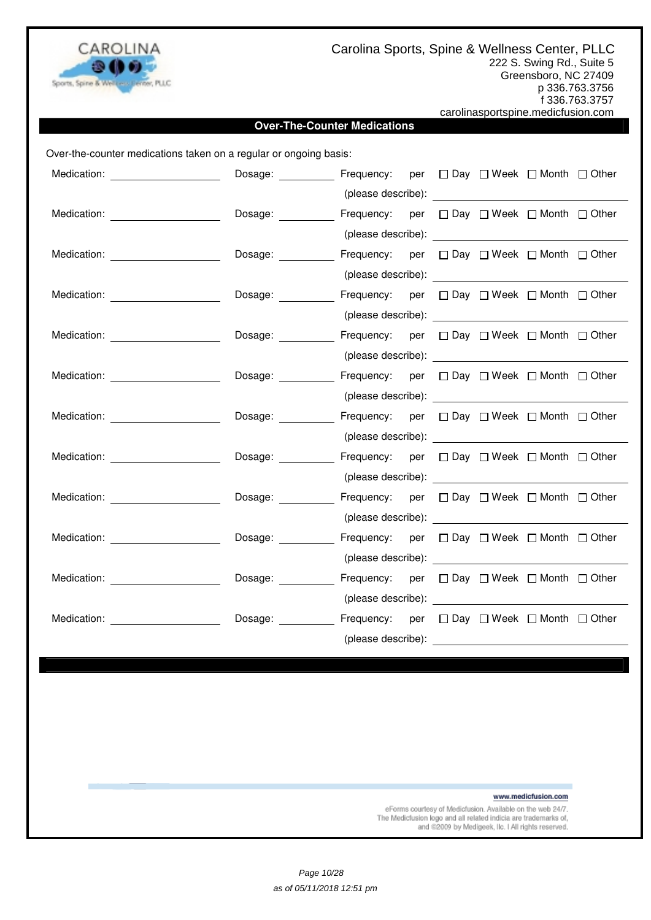Carolina Sports, Spine & Wellness Center, PLLC
222 S. Swing Rd., Suite 5
Greensboro, NC 27409
p 336.763.3756
f 336.763.3757
carolinasportspine.medicfusion.com

## Over-The-Counter Medications

Over-the-counter medications taken on a regular or ongoing basis:

Medication: __________ Dosage: __________ Frequency: per ☐ Day ☐ Week ☐ Month ☐ Other
(please describe): __________

Medication: __________ Dosage: __________ Frequency: per ☐ Day ☐ Week ☐ Month ☐ Other
(please describe): __________

Medication: __________ Dosage: __________ Frequency: per ☐ Day ☐ Week ☐ Month ☐ Other
(please describe): __________

Medication: __________ Dosage: __________ Frequency: per ☐ Day ☐ Week ☐ Month ☐ Other
(please describe): __________

Medication: __________ Dosage: __________ Frequency: per ☐ Day ☐ Week ☐ Month ☐ Other
(please describe): __________

Medication: __________ Dosage: __________ Frequency: per ☐ Day ☐ Week ☐ Month ☐ Other
(please describe): __________

Medication: __________ Dosage: __________ Frequency: per ☐ Day ☐ Week ☐ Month ☐ Other
(please describe): __________

Medication: __________ Dosage: __________ Frequency: per ☐ Day ☐ Week ☐ Month ☐ Other
(please describe): __________

Medication: __________ Dosage: __________ Frequency: per ☐ Day ☐ Week ☐ Month ☐ Other
(please describe): __________

Medication: __________ Dosage: __________ Frequency: per ☐ Day ☐ Week ☐ Month ☐ Other
(please describe): __________

Medication: __________ Dosage: __________ Frequency: per ☐ Day ☐ Week ☐ Month ☐ Other
(please describe): __________

Medication: __________ Dosage: __________ Frequency: per ☐ Day ☐ Week ☐ Month ☐ Other
(please describe): __________

www.medicfusion.com

eForms courtesy of Medicfusion. Available on the web 24/7.
The Medicfusion logo and all related indicia are trademarks of,
and ©2009 by Medigeek, llc. | All rights reserved.

as of 05/11/2018 12:51 pm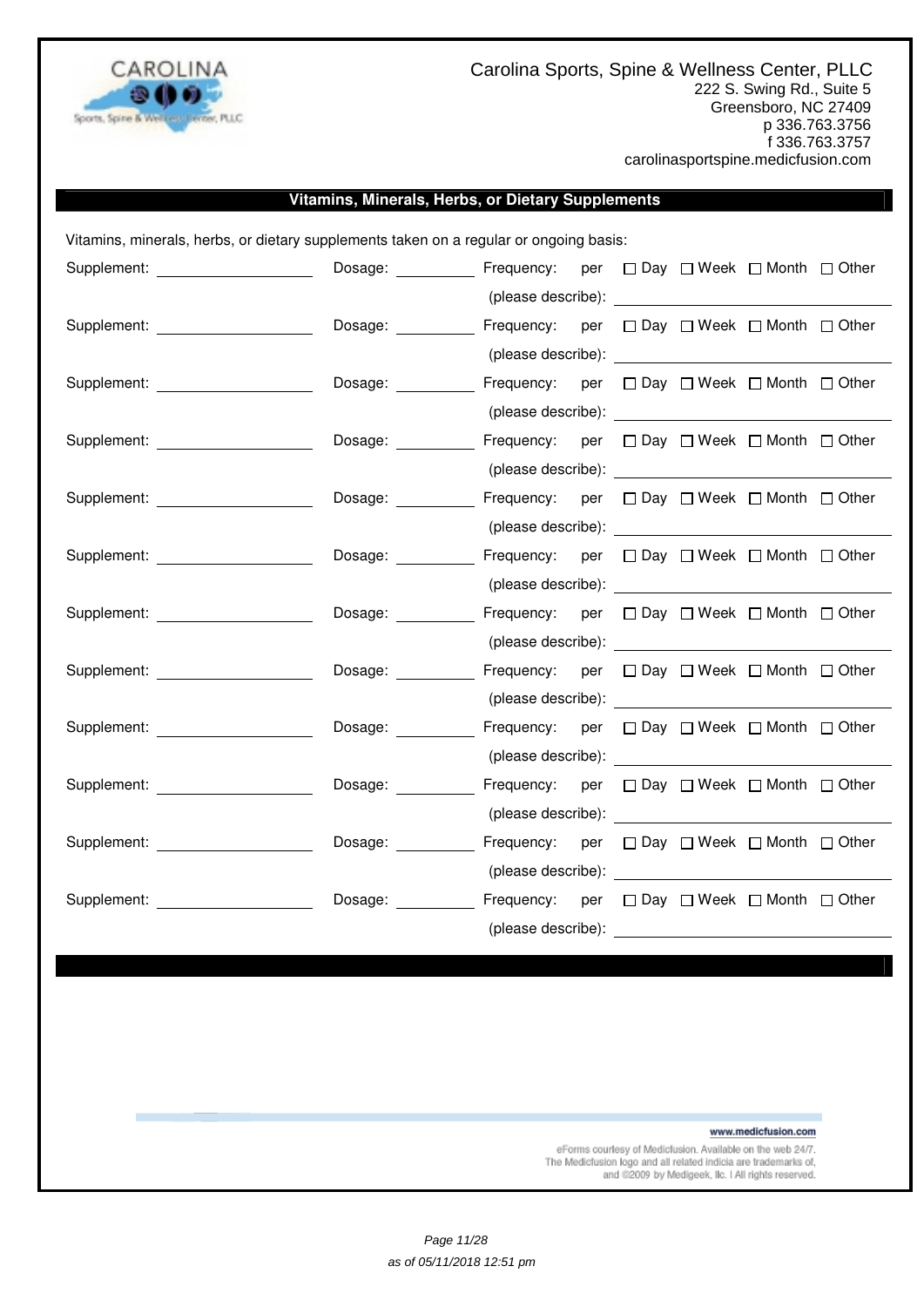Carolina Sports, Spine & Wellness Center, PLLC
222 S. Swing Rd., Suite 5
Greensboro, NC 27409
p 336.763.3756
f 336.763.3757
carolinasportspine.medicfusion.com

## Vitamins, Minerals, Herbs, or Dietary Supplements

Vitamins, minerals, herbs, or dietary supplements taken on a regular or ongoing basis:

Supplement: ____________ Dosage: ________ Frequency: per ☐ Day ☐ Week ☐ Month ☐ Other
(please describe): ________________

Supplement: ____________ Dosage: ________ Frequency: per ☐ Day ☐ Week ☐ Month ☐ Other
(please describe): ________________

Supplement: ____________ Dosage: ________ Frequency: per ☐ Day ☐ Week ☐ Month ☐ Other
(please describe): ________________

Supplement: ____________ Dosage: ________ Frequency: per ☐ Day ☐ Week ☐ Month ☐ Other
(please describe): ________________

Supplement: ____________ Dosage: ________ Frequency: per ☐ Day ☐ Week ☐ Month ☐ Other
(please describe): ________________

Supplement: ____________ Dosage: ________ Frequency: per ☐ Day ☐ Week ☐ Month ☐ Other
(please describe): ________________

Supplement: ____________ Dosage: ________ Frequency: per ☐ Day ☐ Week ☐ Month ☐ Other
(please describe): ________________

Supplement: ____________ Dosage: ________ Frequency: per ☐ Day ☐ Week ☐ Month ☐ Other
(please describe): ________________

Supplement: ____________ Dosage: ________ Frequency: per ☐ Day ☐ Week ☐ Month ☐ Other
(please describe): ________________

Supplement: ____________ Dosage: ________ Frequency: per ☐ Day ☐ Week ☐ Month ☐ Other
(please describe): ________________

Supplement: ____________ Dosage: ________ Frequency: per ☐ Day ☐ Week ☐ Month ☐ Other
(please describe): ________________

Supplement: ____________ Dosage: ________ Frequency: per ☐ Day ☐ Week ☐ Month ☐ Other
(please describe): ________________

www.medicfusion.com

eForms courtesy of Medicfusion. Available on the web 24/7.
The Medicfusion logo and all related indicia are trademarks of, and ©2009 by Medigeek, llc. | All rights reserved.

as of 05/11/2018 12:51 pm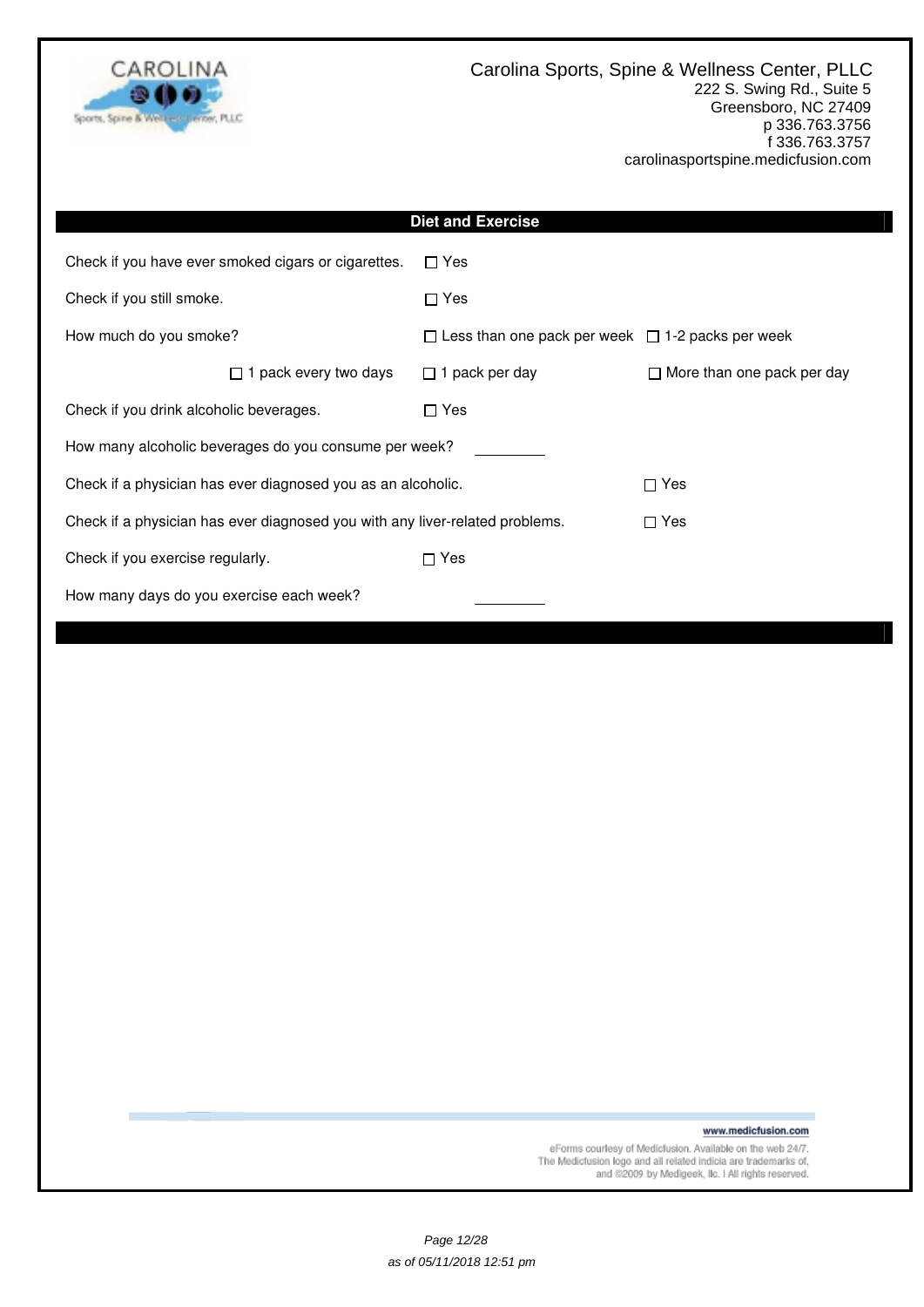Carolina Sports, Spine & Wellness Center, PLLC
222 S. Swing Rd., Suite 5
Greensboro, NC 27409
p 336.763.3756
f 336.763.3757
carolinasportspine.medicfusion.com

## Diet and Exercise

Check if you have ever smoked cigars or cigarettes. ☐ Yes

Check if you still smoke. ☐ Yes

How much do you smoke? ☐ Less than one pack per week ☐ 1-2 packs per week ☐ 1 pack every two days ☐ 1 pack per day ☐ More than one pack per day

Check if you drink alcoholic beverages. ☐ Yes

How many alcoholic beverages do you consume per week? ________

Check if a physician has ever diagnosed you as an alcoholic. ☐ Yes

Check if a physician has ever diagnosed you with any liver-related problems. ☐ Yes

Check if you exercise regularly. ☐ Yes

How many days do you exercise each week? ________

www.medicfusion.com

eForms courtesy of Medicfusion. Available on the web 24/7. The Medicfusion logo and all related indicia are trademarks of, and ©2009 by Medigeek, llc. | All rights reserved.

as of 05/11/2018 12:51 pm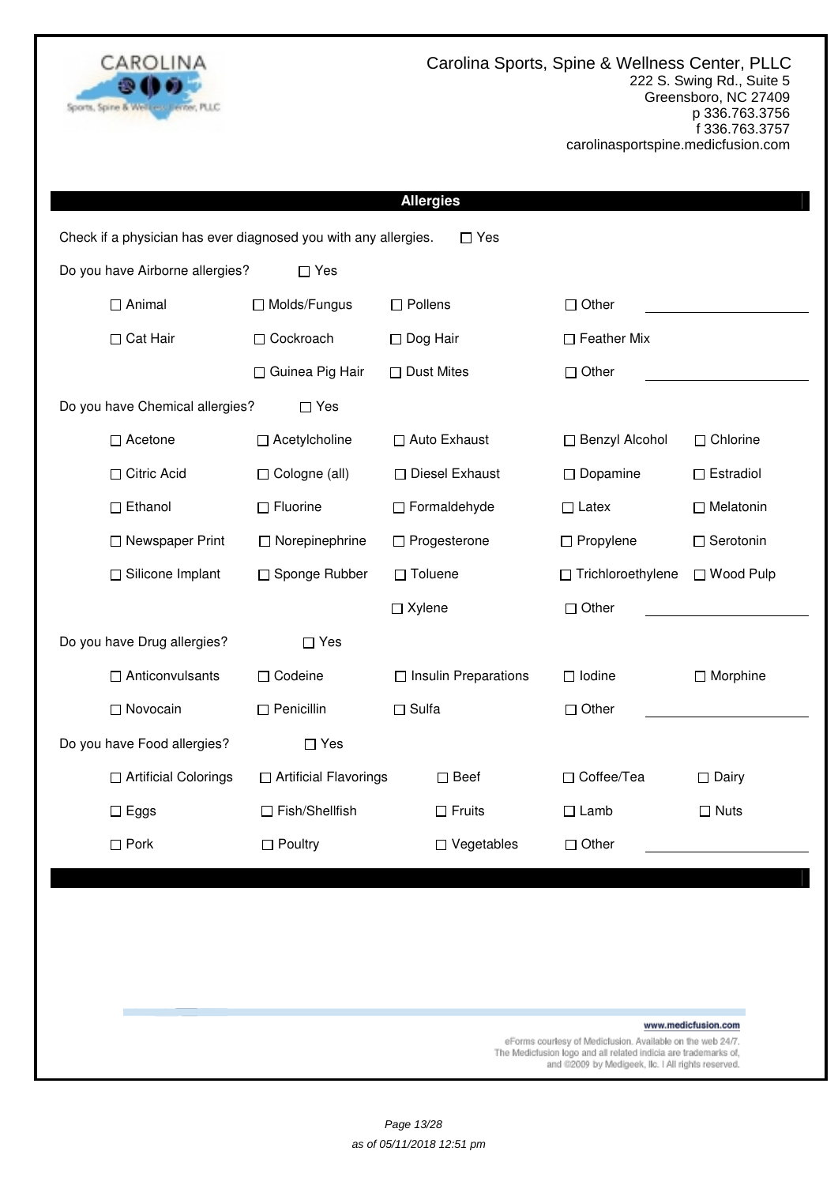Carolina Sports, Spine & Wellness Center, PLLC
222 S. Swing Rd., Suite 5
Greensboro, NC 27409
p 336.763.3756
f 336.763.3757
carolinasportspine.medicfusion.com

## Allergies

Check if a physician has ever diagnosed you with any allergies. ☐ Yes

Do you have Airborne allergies? ☐ Yes

| | | | | |
|---|---|---|---|---|
| ☐ Animal | ☐ Molds/Fungus | ☐ Pollens | ☐ Other | ________ |
| ☐ Cat Hair | ☐ Cockroach | ☐ Dog Hair | ☐ Feather Mix | |
| | ☐ Guinea Pig Hair | ☐ Dust Mites | ☐ Other | ________ |

Do you have Chemical allergies? ☐ Yes

| | | | | |
|---|---|---|---|---|
| ☐ Acetone | ☐ Acetylcholine | ☐ Auto Exhaust | ☐ Benzyl Alcohol | ☐ Chlorine |
| ☐ Citric Acid | ☐ Cologne (all) | ☐ Diesel Exhaust | ☐ Dopamine | ☐ Estradiol |
| ☐ Ethanol | ☐ Fluorine | ☐ Formaldehyde | ☐ Latex | ☐ Melatonin |
| ☐ Newspaper Print | ☐ Norepinephrine | ☐ Progesterone | ☐ Propylene | ☐ Serotonin |
| ☐ Silicone Implant | ☐ Sponge Rubber | ☐ Toluene | ☐ Trichloroethylene | ☐ Wood Pulp |
| | | ☐ Xylene | ☐ Other | ________ |

Do you have Drug allergies? ☐ Yes

| | | | | |
|---|---|---|---|---|
| ☐ Anticonvulsants | ☐ Codeine | ☐ Insulin Preparations | ☐ Iodine | ☐ Morphine |
| ☐ Novocain | ☐ Penicillin | ☐ Sulfa | ☐ Other | ________ |

Do you have Food allergies? ☐ Yes

| | | | | |
|---|---|---|---|---|
| ☐ Artificial Colorings | ☐ Artificial Flavorings | ☐ Beef | ☐ Coffee/Tea | ☐ Dairy |
| ☐ Eggs | ☐ Fish/Shellfish | ☐ Fruits | ☐ Lamb | ☐ Nuts |
| ☐ Pork | ☐ Poultry | ☐ Vegetables | ☐ Other | ________ |

www.medicfusion.com

eForms courtesy of Medicfusion. Available on the web 24/7.
The Medicfusion logo and all related indicia are trademarks of, and ©2009 by Medigeek, llc. | All rights reserved.

as of 05/11/2018 12:51 pm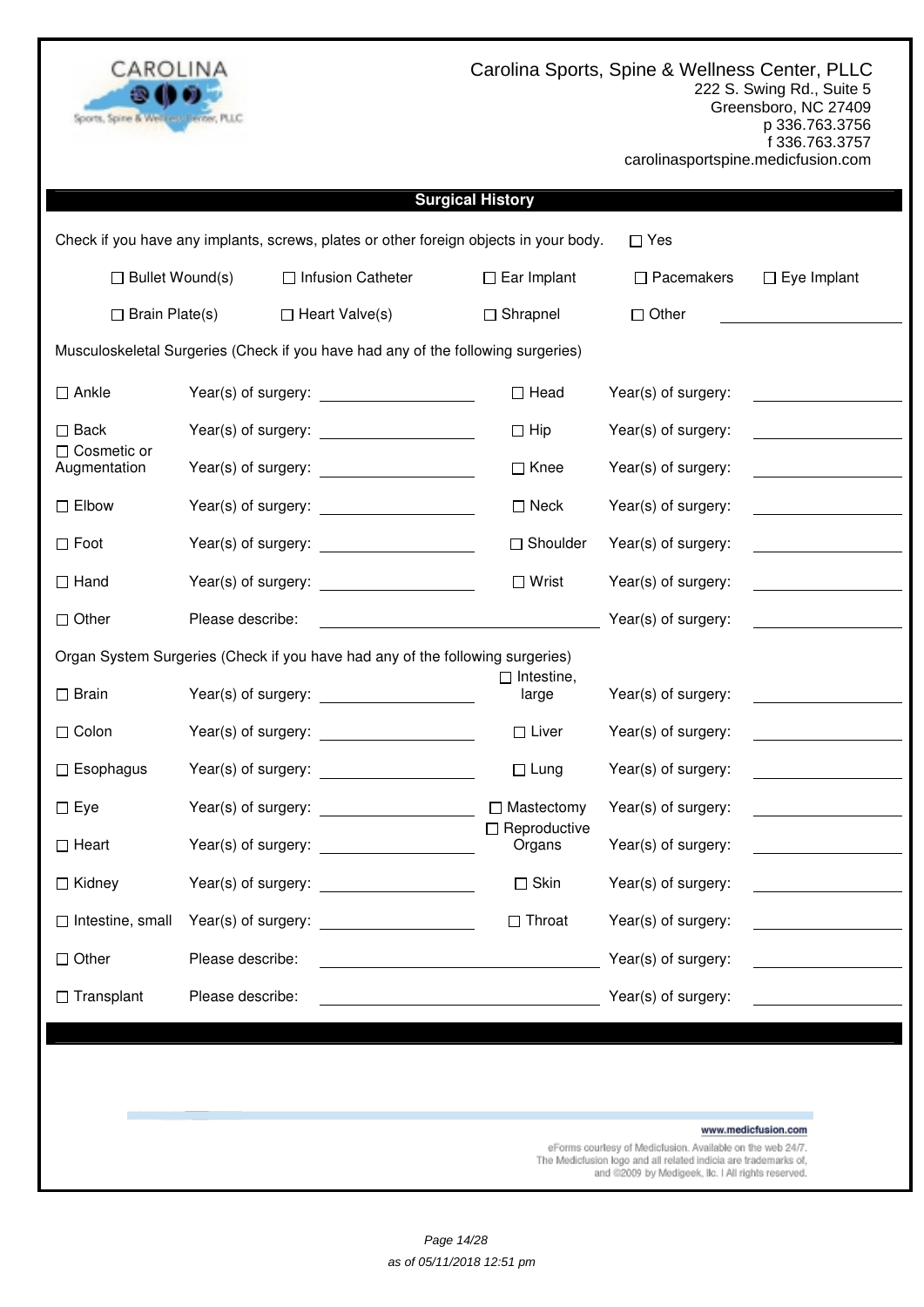Carolina Sports, Spine & Wellness Center, PLLC
222 S. Swing Rd., Suite 5
Greensboro, NC 27409
p 336.763.3756
f 336.763.3757
carolinasportspine.medicfusion.com

## Surgical History

Check if you have any implants, screws, plates or other foreign objects in your body. ☐ Yes

☐ Bullet Wound(s) ☐ Infusion Catheter ☐ Ear Implant ☐ Pacemakers ☐ Eye Implant

☐ Brain Plate(s) ☐ Heart Valve(s) ☐ Shrapnel ☐ Other \_\_\_\_\_\_\_\_\_\_

Musculoskeletal Surgeries (Check if you have had any of the following surgeries)

| | | | |
|---|---|---|---|
| ☐ Ankle | Year(s) of surgery: \_\_\_\_\_\_ | ☐ Head | Year(s) of surgery: \_\_\_\_\_\_ |
| ☐ Back | Year(s) of surgery: \_\_\_\_\_\_ | ☐ Hip | Year(s) of surgery: \_\_\_\_\_\_ |
| ☐ Cosmetic or Augmentation | Year(s) of surgery: \_\_\_\_\_\_ | ☐ Knee | Year(s) of surgery: \_\_\_\_\_\_ |
| ☐ Elbow | Year(s) of surgery: \_\_\_\_\_\_ | ☐ Neck | Year(s) of surgery: \_\_\_\_\_\_ |
| ☐ Foot | Year(s) of surgery: \_\_\_\_\_\_ | ☐ Shoulder | Year(s) of surgery: \_\_\_\_\_\_ |
| ☐ Hand | Year(s) of surgery: \_\_\_\_\_\_ | ☐ Wrist | Year(s) of surgery: \_\_\_\_\_\_ |
| ☐ Other | Please describe: \_\_\_\_\_\_ | | Year(s) of surgery: \_\_\_\_\_\_ |

Organ System Surgeries (Check if you have had any of the following surgeries)

| | | | |
|---|---|---|---|
| ☐ Brain | Year(s) of surgery: \_\_\_\_\_\_ | ☐ Intestine, large | Year(s) of surgery: \_\_\_\_\_\_ |
| ☐ Colon | Year(s) of surgery: \_\_\_\_\_\_ | ☐ Liver | Year(s) of surgery: \_\_\_\_\_\_ |
| ☐ Esophagus | Year(s) of surgery: \_\_\_\_\_\_ | ☐ Lung | Year(s) of surgery: \_\_\_\_\_\_ |
| ☐ Eye | Year(s) of surgery: \_\_\_\_\_\_ | ☐ Mastectomy | Year(s) of surgery: \_\_\_\_\_\_ |
| ☐ Heart | Year(s) of surgery: \_\_\_\_\_\_ | ☐ Reproductive Organs | Year(s) of surgery: \_\_\_\_\_\_ |
| ☐ Kidney | Year(s) of surgery: \_\_\_\_\_\_ | ☐ Skin | Year(s) of surgery: \_\_\_\_\_\_ |
| ☐ Intestine, small | Year(s) of surgery: \_\_\_\_\_\_ | ☐ Throat | Year(s) of surgery: \_\_\_\_\_\_ |
| ☐ Other | Please describe: \_\_\_\_\_\_ | | Year(s) of surgery: \_\_\_\_\_\_ |
| ☐ Transplant | Please describe: \_\_\_\_\_\_ | | Year(s) of surgery: \_\_\_\_\_\_ |

www.medicfusion.com

eForms courtesy of Medicfusion. Available on the web 24/7.
The Medicfusion logo and all related indicia are trademarks of,
and ©2009 by Medigeek, llc. | All rights reserved.

as of 05/11/2018 12:51 pm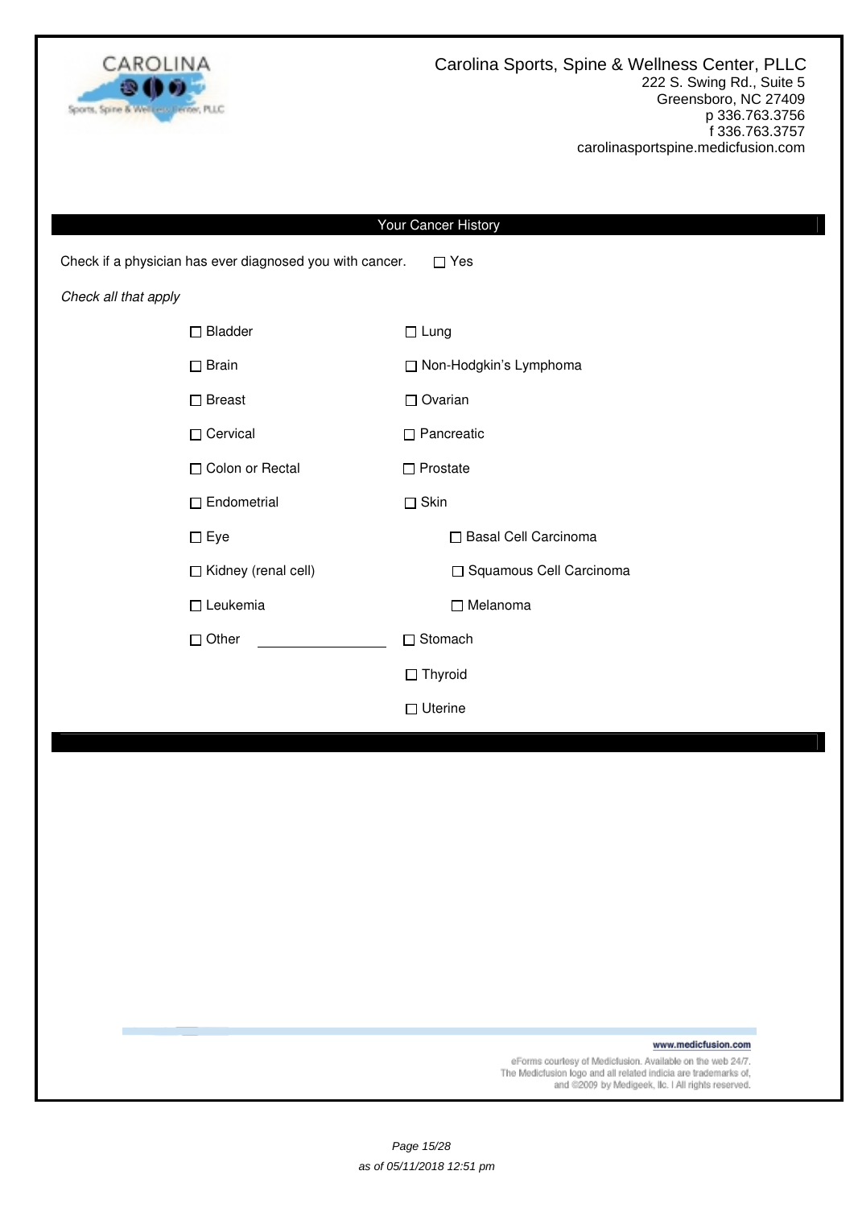Carolina Sports, Spine & Wellness Center, PLLC
222 S. Swing Rd., Suite 5
Greensboro, NC 27409
p 336.763.3756
f 336.763.3757
carolinasportspine.medicfusion.com

## Your Cancer History

Check if a physician has ever diagnosed you with cancer. ☐ Yes

*Check all that apply*

- ☐ Bladder
- ☐ Brain
- ☐ Breast
- ☐ Cervical
- ☐ Colon or Rectal
- ☐ Endometrial
- ☐ Eye
- ☐ Kidney (renal cell)
- ☐ Leukemia
- ☐ Other ________________
- ☐ Lung
- ☐ Non-Hodgkin's Lymphoma
- ☐ Ovarian
- ☐ Pancreatic
- ☐ Prostate
- ☐ Skin
  - ☐ Basal Cell Carcinoma
  - ☐ Squamous Cell Carcinoma
  - ☐ Melanoma
- ☐ Stomach
- ☐ Thyroid
- ☐ Uterine

www.medicfusion.com

eForms courtesy of Medicfusion. Available on the web 24/7.
The Medicfusion logo and all related indicia are trademarks of,
and ©2009 by Medigeek, llc. | All rights reserved.

as of 05/11/2018 12:51 pm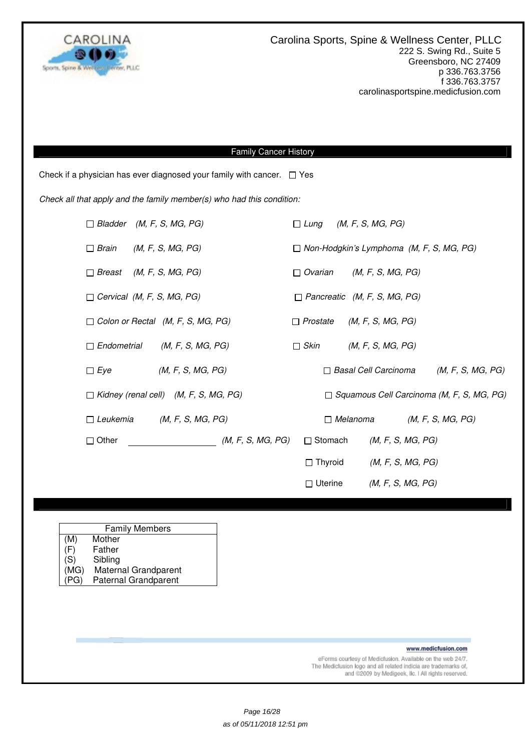Carolina Sports, Spine & Wellness Center, PLLC
222 S. Swing Rd., Suite 5
Greensboro, NC 27409
p 336.763.3756
f 336.763.3757
carolinasportspine.medicfusion.com

## Family Cancer History

Check if a physician has ever diagnosed your family with cancer. ☐ Yes

*Check all that apply and the family member(s) who had this condition:*

- ☐ *Bladder (M, F, S, MG, PG)*
- ☐ *Brain (M, F, S, MG, PG)*
- ☐ *Breast (M, F, S, MG, PG)*
- ☐ *Cervical (M, F, S, MG, PG)*
- ☐ *Colon or Rectal (M, F, S, MG, PG)*
- ☐ *Endometrial (M, F, S, MG, PG)*
- ☐ *Eye (M, F, S, MG, PG)*
- ☐ *Kidney (renal cell) (M, F, S, MG, PG)*
- ☐ *Leukemia (M, F, S, MG, PG)*
- ☐ Other \_\_\_\_\_\_\_\_\_\_\_\_\_\_\_\_ *(M, F, S, MG, PG)*
- ☐ *Lung (M, F, S, MG, PG)*
- ☐ *Non-Hodgkin's Lymphoma (M, F, S, MG, PG)*
- ☐ *Ovarian (M, F, S, MG, PG)*
- ☐ *Pancreatic (M, F, S, MG, PG)*
- ☐ *Prostate (M, F, S, MG, PG)*
- ☐ *Skin (M, F, S, MG, PG)*
  - ☐ *Basal Cell Carcinoma (M, F, S, MG, PG)*
  - ☐ *Squamous Cell Carcinoma (M, F, S, MG, PG)*
  - ☐ *Melanoma (M, F, S, MG, PG)*
- ☐ Stomach *(M, F, S, MG, PG)*
- ☐ Thyroid *(M, F, S, MG, PG)*
- ☐ Uterine *(M, F, S, MG, PG)*

| Family Members | |
|---|---|
| (M) | Mother |
| (F) | Father |
| (S) | Sibling |
| (MG) | Maternal Grandparent |
| (PG) | Paternal Grandparent |

www.medicfusion.com

eForms courtesy of Medicfusion. Available on the web 24/7.
The Medicfusion logo and all related indicia are trademarks of,
and ©2009 by Medigeek, llc. | All rights reserved.

as of 05/11/2018 12:51 pm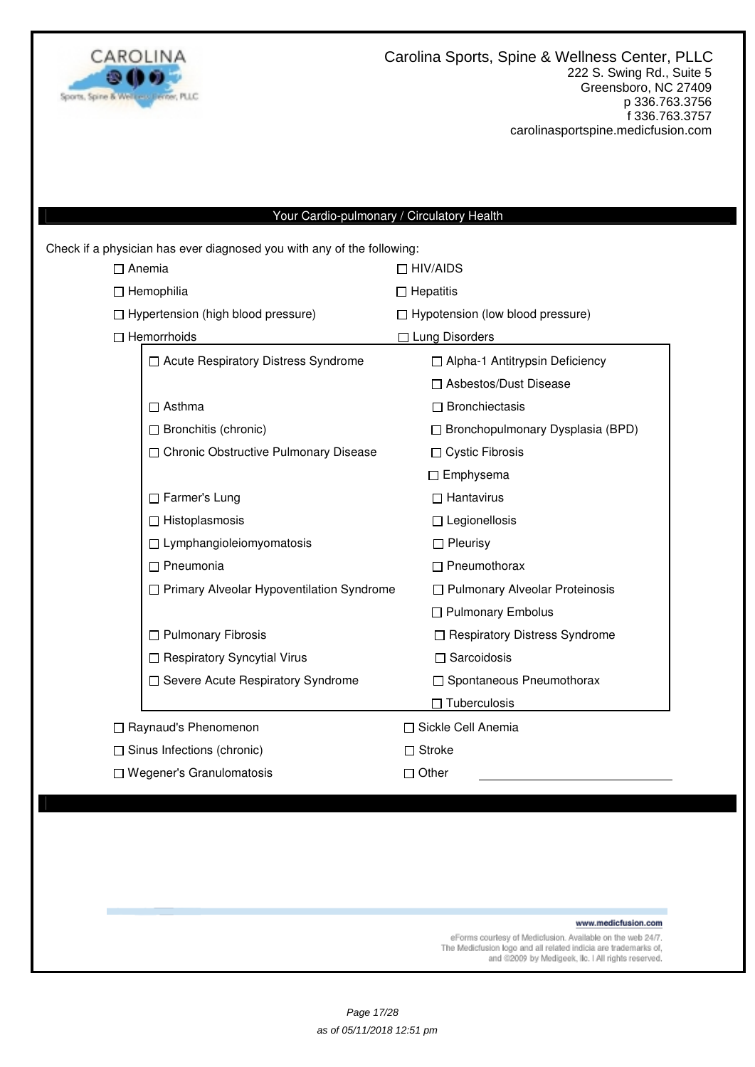Carolina Sports, Spine & Wellness Center, PLLC
222 S. Swing Rd., Suite 5
Greensboro, NC 27409
p 336.763.3756
f 336.763.3757
carolinasportspine.medicfusion.com

## Your Cardio-pulmonary / Circulatory Health

Check if a physician has ever diagnosed you with any of the following:

- ☐ Anemia
- ☐ HIV/AIDS
- ☐ Hemophilia
- ☐ Hepatitis
- ☐ Hypertension (high blood pressure)
- ☐ Hypotension (low blood pressure)
- ☐ Hemorrhoids
- ☐ Lung Disorders
  - ☐ Acute Respiratory Distress Syndrome
  - ☐ Alpha-1 Antitrypsin Deficiency
  - ☐ Asbestos/Dust Disease
  - ☐ Asthma
  - ☐ Bronchiectasis
  - ☐ Bronchitis (chronic)
  - ☐ Bronchopulmonary Dysplasia (BPD)
  - ☐ Chronic Obstructive Pulmonary Disease
  - ☐ Cystic Fibrosis
  - ☐ Emphysema
  - ☐ Farmer's Lung
  - ☐ Hantavirus
  - ☐ Histoplasmosis
  - ☐ Legionellosis
  - ☐ Lymphangioleiomyomatosis
  - ☐ Pleurisy
  - ☐ Pneumonia
  - ☐ Pneumothorax
  - ☐ Primary Alveolar Hypoventilation Syndrome
  - ☐ Pulmonary Alveolar Proteinosis
  - ☐ Pulmonary Embolus
  - ☐ Pulmonary Fibrosis
  - ☐ Respiratory Distress Syndrome
  - ☐ Respiratory Syncytial Virus
  - ☐ Sarcoidosis
  - ☐ Severe Acute Respiratory Syndrome
  - ☐ Spontaneous Pneumothorax
  - ☐ Tuberculosis
- ☐ Raynaud's Phenomenon
- ☐ Sickle Cell Anemia
- ☐ Sinus Infections (chronic)
- ☐ Stroke
- ☐ Wegener's Granulomatosis
- ☐ Other ____________________

www.medicfusion.com

eForms courtesy of Medicfusion. Available on the web 24/7. The Medicfusion logo and all related indicia are trademarks of, and ©2009 by Medigeek, llc. | All rights reserved.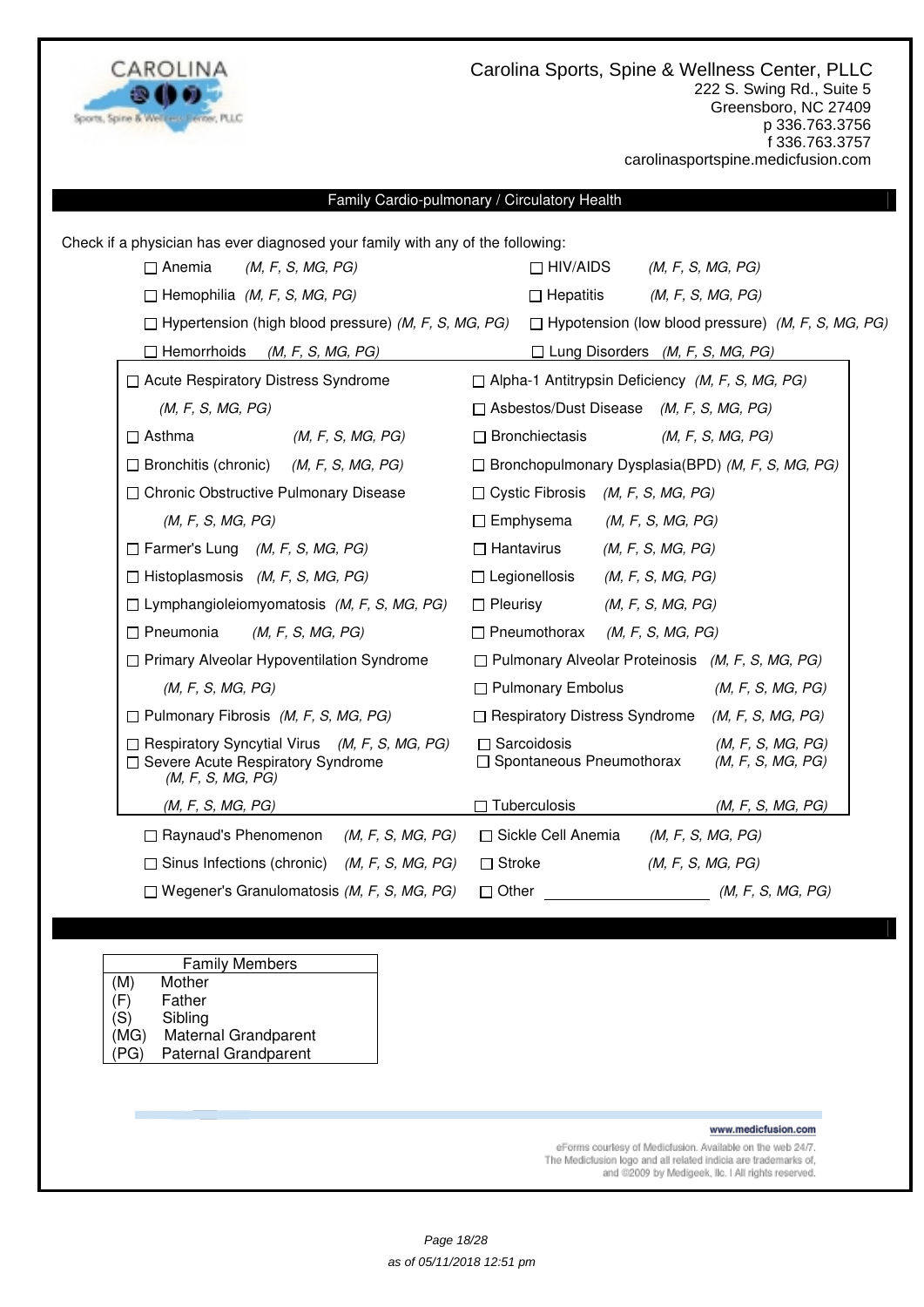**Carolina Sports, Spine & Wellness Center, PLLC**
222 S. Swing Rd., Suite 5
Greensboro, NC 27409
p 336.763.3756
f 336.763.3757
carolinasportspine.medicfusion.com

## Family Cardio-pulmonary / Circulatory Health

Check if a physician has ever diagnosed your family with any of the following:

- ☐ Anemia *(M, F, S, MG, PG)*
- ☐ HIV/AIDS *(M, F, S, MG, PG)*
- ☐ Hemophilia *(M, F, S, MG, PG)*
- ☐ Hepatitis *(M, F, S, MG, PG)*
- ☐ Hypertension (high blood pressure) *(M, F, S, MG, PG)*
- ☐ Hypotension (low blood pressure) *(M, F, S, MG, PG)*
- ☐ Hemorrhoids *(M, F, S, MG, PG)*
- ☐ Lung Disorders *(M, F, S, MG, PG)*
  - ☐ Acute Respiratory Distress Syndrome *(M, F, S, MG, PG)*
  - ☐ Alpha-1 Antitrypsin Deficiency *(M, F, S, MG, PG)*
  - ☐ Asbestos/Dust Disease *(M, F, S, MG, PG)*
  - ☐ Asthma *(M, F, S, MG, PG)*
  - ☐ Bronchiectasis *(M, F, S, MG, PG)*
  - ☐ Bronchitis (chronic) *(M, F, S, MG, PG)*
  - ☐ Bronchopulmonary Dysplasia(BPD) *(M, F, S, MG, PG)*
  - ☐ Chronic Obstructive Pulmonary Disease *(M, F, S, MG, PG)*
  - ☐ Cystic Fibrosis *(M, F, S, MG, PG)*
  - ☐ Emphysema *(M, F, S, MG, PG)*
  - ☐ Farmer's Lung *(M, F, S, MG, PG)*
  - ☐ Hantavirus *(M, F, S, MG, PG)*
  - ☐ Histoplasmosis *(M, F, S, MG, PG)*
  - ☐ Legionellosis *(M, F, S, MG, PG)*
  - ☐ Lymphangioleiomyomatosis *(M, F, S, MG, PG)*
  - ☐ Pleurisy *(M, F, S, MG, PG)*
  - ☐ Pneumonia *(M, F, S, MG, PG)*
  - ☐ Pneumothorax *(M, F, S, MG, PG)*
  - ☐ Primary Alveolar Hypoventilation Syndrome *(M, F, S, MG, PG)*
  - ☐ Pulmonary Alveolar Proteinosis *(M, F, S, MG, PG)*
  - ☐ Pulmonary Embolus *(M, F, S, MG, PG)*
  - ☐ Pulmonary Fibrosis *(M, F, S, MG, PG)*
  - ☐ Respiratory Distress Syndrome *(M, F, S, MG, PG)*
  - ☐ Respiratory Syncytial Virus *(M, F, S, MG, PG)*
  - ☐ Sarcoidosis *(M, F, S, MG, PG)*
  - ☐ Severe Acute Respiratory Syndrome *(M, F, S, MG, PG)* *(M, F, S, MG, PG)*
  - ☐ Spontaneous Pneumothorax *(M, F, S, MG, PG)*
  - ☐ Tuberculosis *(M, F, S, MG, PG)*
- ☐ Raynaud's Phenomenon *(M, F, S, MG, PG)*
- ☐ Sickle Cell Anemia *(M, F, S, MG, PG)*
- ☐ Sinus Infections (chronic) *(M, F, S, MG, PG)*
- ☐ Stroke *(M, F, S, MG, PG)*
- ☐ Wegener's Granulomatosis *(M, F, S, MG, PG)*
- ☐ Other \_\_\_\_\_\_\_\_\_\_\_\_\_\_\_\_\_\_\_\_ *(M, F, S, MG, PG)*

| Family Members | |
|---|---|
| (M) | Mother |
| (F) | Father |
| (S) | Sibling |
| (MG) | Maternal Grandparent |
| (PG) | Paternal Grandparent |

www.medicfusion.com

eForms courtesy of Medicfusion. Available on the web 24/7. The Medicfusion logo and all related indicia are trademarks of, and ©2009 by Medigeek, llc. | All rights reserved.

as of 05/11/2018 12:51 pm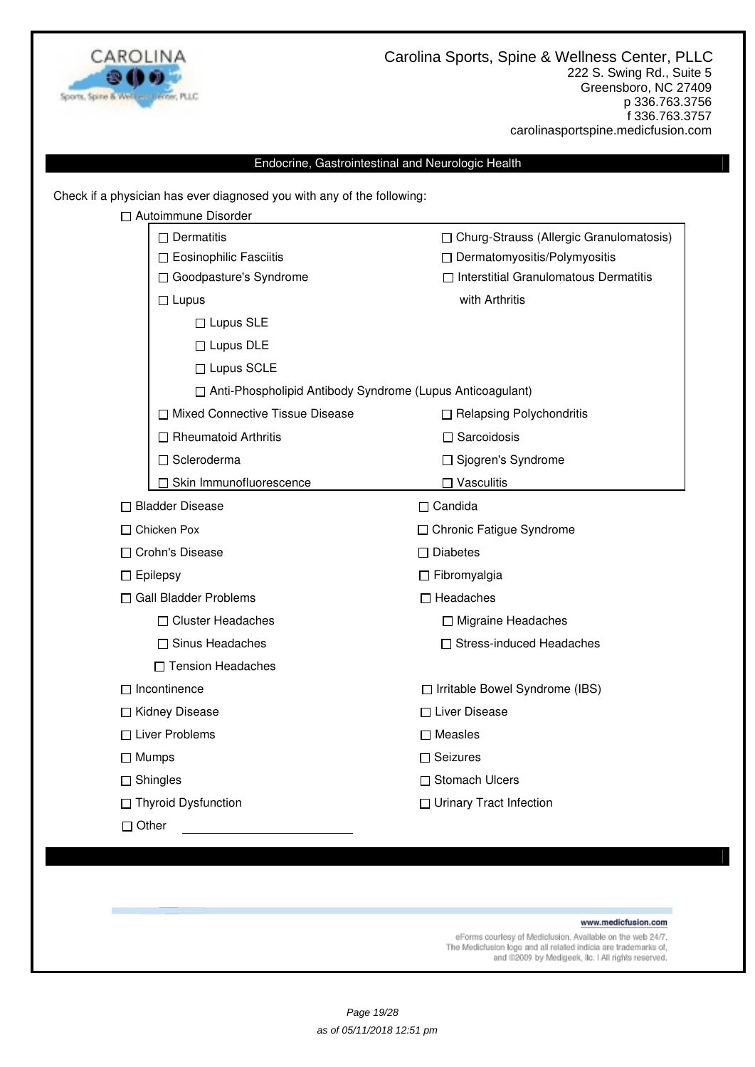Carolina Sports, Spine & Wellness Center, PLLC
222 S. Swing Rd., Suite 5
Greensboro, NC 27409
p 336.763.3756
f 336.763.3757
carolinasportspine.medicfusion.com

## Endocrine, Gastrointestinal and Neurologic Health

Check if a physician has ever diagnosed you with any of the following:

- ☐ Autoimmune Disorder
  - ☐ Dermatitis
  - ☐ Churg-Strauss (Allergic Granulomatosis)
  - ☐ Eosinophilic Fasciitis
  - ☐ Dermatomyositis/Polymyositis
  - ☐ Goodpasture's Syndrome
  - ☐ Interstitial Granulomatous Dermatitis with Arthritis
  - ☐ Lupus
    - ☐ Lupus SLE
    - ☐ Lupus DLE
    - ☐ Lupus SCLE
    - ☐ Anti-Phospholipid Antibody Syndrome (Lupus Anticoagulant)
  - ☐ Mixed Connective Tissue Disease
  - ☐ Relapsing Polychondritis
  - ☐ Rheumatoid Arthritis
  - ☐ Sarcoidosis
  - ☐ Scleroderma
  - ☐ Sjogren's Syndrome
  - ☐ Skin Immunofluorescence
  - ☐ Vasculitis
- ☐ Bladder Disease
- ☐ Candida
- ☐ Chicken Pox
- ☐ Chronic Fatigue Syndrome
- ☐ Crohn's Disease
- ☐ Diabetes
- ☐ Epilepsy
- ☐ Fibromyalgia
- ☐ Gall Bladder Problems
- ☐ Headaches
  - ☐ Cluster Headaches
  - ☐ Migraine Headaches
  - ☐ Sinus Headaches
  - ☐ Stress-induced Headaches
  - ☐ Tension Headaches
- ☐ Incontinence
- ☐ Irritable Bowel Syndrome (IBS)
- ☐ Kidney Disease
- ☐ Liver Disease
- ☐ Liver Problems
- ☐ Measles
- ☐ Mumps
- ☐ Seizures
- ☐ Shingles
- ☐ Stomach Ulcers
- ☐ Thyroid Dysfunction
- ☐ Urinary Tract Infection
- ☐ Other ________________________

www.medicfusion.com

eForms courtesy of Medicfusion. Available on the web 24/7. The Medicfusion logo and all related indicia are trademarks of, and ©2009 by Medigeek, llc. | All rights reserved.

*as of 05/11/2018 12:51 pm*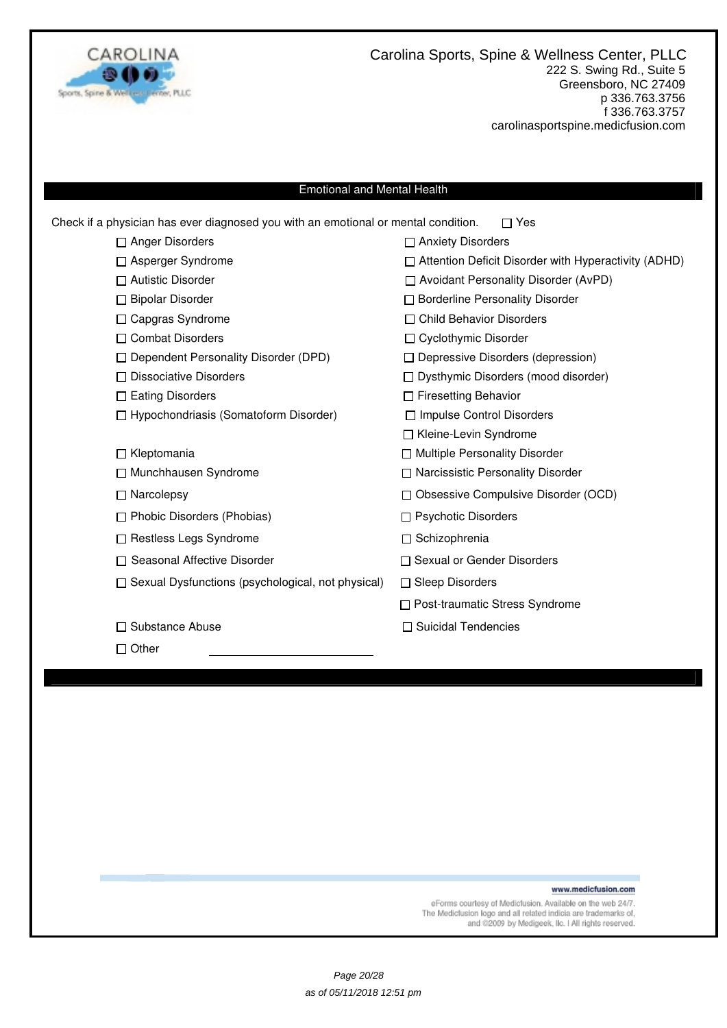Carolina Sports, Spine & Wellness Center, PLLC
222 S. Swing Rd., Suite 5
Greensboro, NC 27409
p 336.763.3756
f 336.763.3757
carolinasportspine.medicfusion.com

## Emotional and Mental Health

Check if a physician has ever diagnosed you with an emotional or mental condition. ☐ Yes

- ☐ Anger Disorders
- ☐ Anxiety Disorders
- ☐ Asperger Syndrome
- ☐ Attention Deficit Disorder with Hyperactivity (ADHD)
- ☐ Autistic Disorder
- ☐ Avoidant Personality Disorder (AvPD)
- ☐ Bipolar Disorder
- ☐ Borderline Personality Disorder
- ☐ Capgras Syndrome
- ☐ Child Behavior Disorders
- ☐ Combat Disorders
- ☐ Cyclothymic Disorder
- ☐ Dependent Personality Disorder (DPD)
- ☐ Depressive Disorders (depression)
- ☐ Dissociative Disorders
- ☐ Dysthymic Disorders (mood disorder)
- ☐ Eating Disorders
- ☐ Firesetting Behavior
- ☐ Hypochondriasis (Somatoform Disorder)
- ☐ Impulse Control Disorders
- ☐ Kleine-Levin Syndrome
- ☐ Kleptomania
- ☐ Multiple Personality Disorder
- ☐ Munchhausen Syndrome
- ☐ Narcissistic Personality Disorder
- ☐ Narcolepsy
- ☐ Obsessive Compulsive Disorder (OCD)
- ☐ Phobic Disorders (Phobias)
- ☐ Psychotic Disorders
- ☐ Restless Legs Syndrome
- ☐ Schizophrenia
- ☐ Seasonal Affective Disorder
- ☐ Sexual or Gender Disorders
- ☐ Sexual Dysfunctions (psychological, not physical)
- ☐ Sleep Disorders
- ☐ Post-traumatic Stress Syndrome
- ☐ Substance Abuse
- ☐ Suicidal Tendencies
- ☐ Other ______________________

www.medicfusion.com

eForms courtesy of Medicfusion. Available on the web 24/7. The Medicfusion logo and all related indicia are trademarks of, and ©2009 by Medigeek, llc. | All rights reserved.

as of 05/11/2018 12:51 pm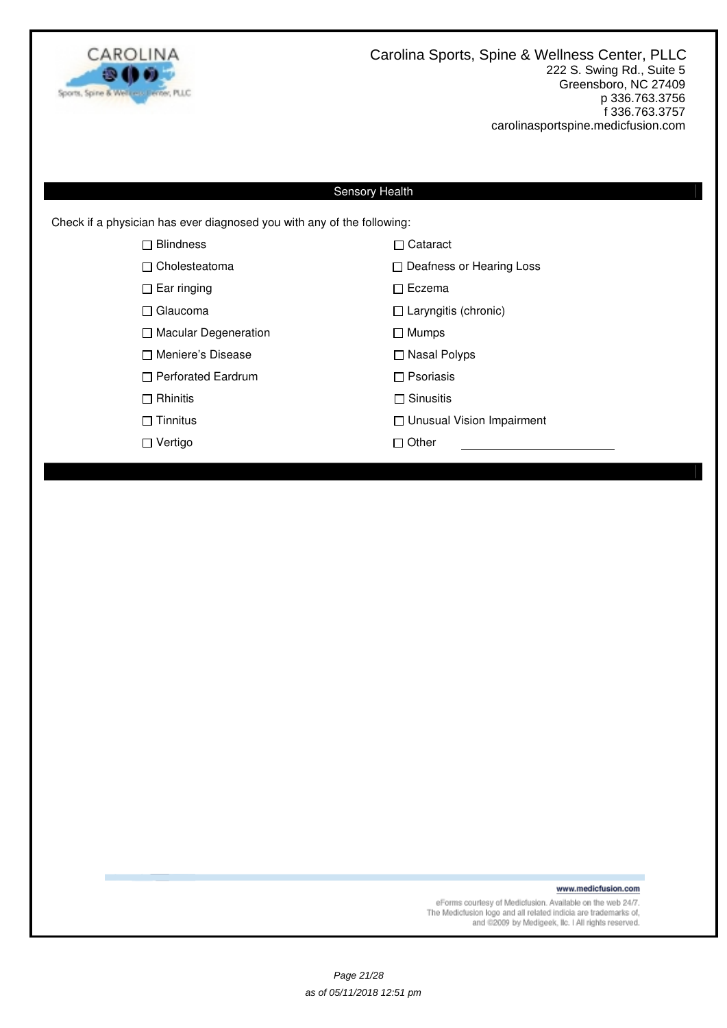Carolina Sports, Spine & Wellness Center, PLLC
222 S. Swing Rd., Suite 5
Greensboro, NC 27409
p 336.763.3756
f 336.763.3757
carolinasportspine.medicfusion.com

## Sensory Health

Check if a physician has ever diagnosed you with any of the following:

- ☐ Blindness
- ☐ Cataract
- ☐ Cholesteatoma
- ☐ Deafness or Hearing Loss
- ☐ Ear ringing
- ☐ Eczema
- ☐ Glaucoma
- ☐ Laryngitis (chronic)
- ☐ Macular Degeneration
- ☐ Mumps
- ☐ Meniere's Disease
- ☐ Nasal Polyps
- ☐ Perforated Eardrum
- ☐ Psoriasis
- ☐ Rhinitis
- ☐ Sinusitis
- ☐ Tinnitus
- ☐ Unusual Vision Impairment
- ☐ Vertigo
- ☐ Other ____________________

www.medicfusion.com

eForms courtesy of Medicfusion. Available on the web 24/7.
The Medicfusion logo and all related indicia are trademarks of,
and ©2009 by Medigeek, llc. | All rights reserved.

*as of 05/11/2018 12:51 pm*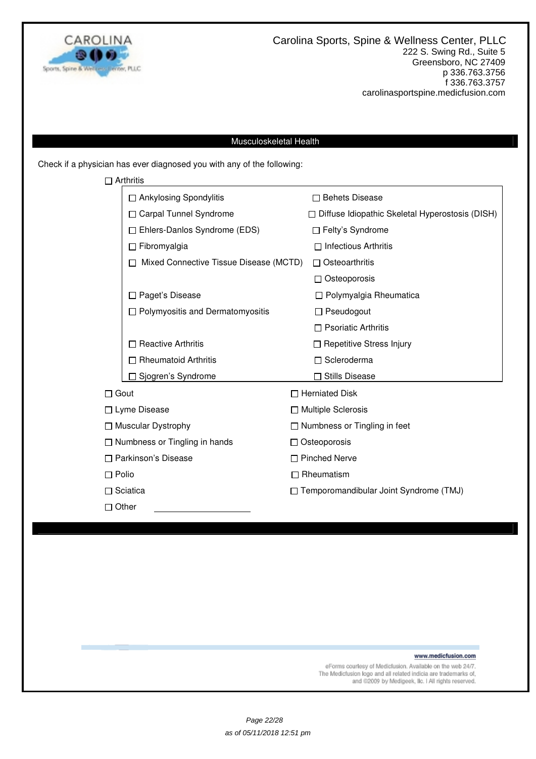Carolina Sports, Spine & Wellness Center, PLLC
222 S. Swing Rd., Suite 5
Greensboro, NC 27409
p 336.763.3756
f 336.763.3757
carolinasportspine.medicfusion.com

## Musculoskeletal Health

Check if a physician has ever diagnosed you with any of the following:

- ☐ Arthritis
  - ☐ Ankylosing Spondylitis
  - ☐ Behets Disease
  - ☐ Carpal Tunnel Syndrome
  - ☐ Diffuse Idiopathic Skeletal Hyperostosis (DISH)
  - ☐ Ehlers-Danlos Syndrome (EDS)
  - ☐ Felty's Syndrome
  - ☐ Fibromyalgia
  - ☐ Infectious Arthritis
  - ☐ Mixed Connective Tissue Disease (MCTD)
  - ☐ Osteoarthritis
  - ☐ Osteoporosis
  - ☐ Paget's Disease
  - ☐ Polymyalgia Rheumatica
  - ☐ Polymyositis and Dermatomyositis
  - ☐ Pseudogout
  - ☐ Psoriatic Arthritis
  - ☐ Reactive Arthritis
  - ☐ Repetitive Stress Injury
  - ☐ Rheumatoid Arthritis
  - ☐ Scleroderma
  - ☐ Sjogren's Syndrome
  - ☐ Stills Disease
- ☐ Gout
- ☐ Herniated Disk
- ☐ Lyme Disease
- ☐ Multiple Sclerosis
- ☐ Muscular Dystrophy
- ☐ Numbness or Tingling in feet
- ☐ Numbness or Tingling in hands
- ☐ Osteoporosis
- ☐ Parkinson's Disease
- ☐ Pinched Nerve
- ☐ Polio
- ☐ Rheumatism
- ☐ Sciatica
- ☐ Temporomandibular Joint Syndrome (TMJ)
- ☐ Other ____________________

www.medicfusion.com

eForms courtesy of Medicfusion. Available on the web 24/7.
The Medicfusion logo and all related indicia are trademarks of,
and ©2009 by Medigeek, llc. | All rights reserved.

as of 05/11/2018 12:51 pm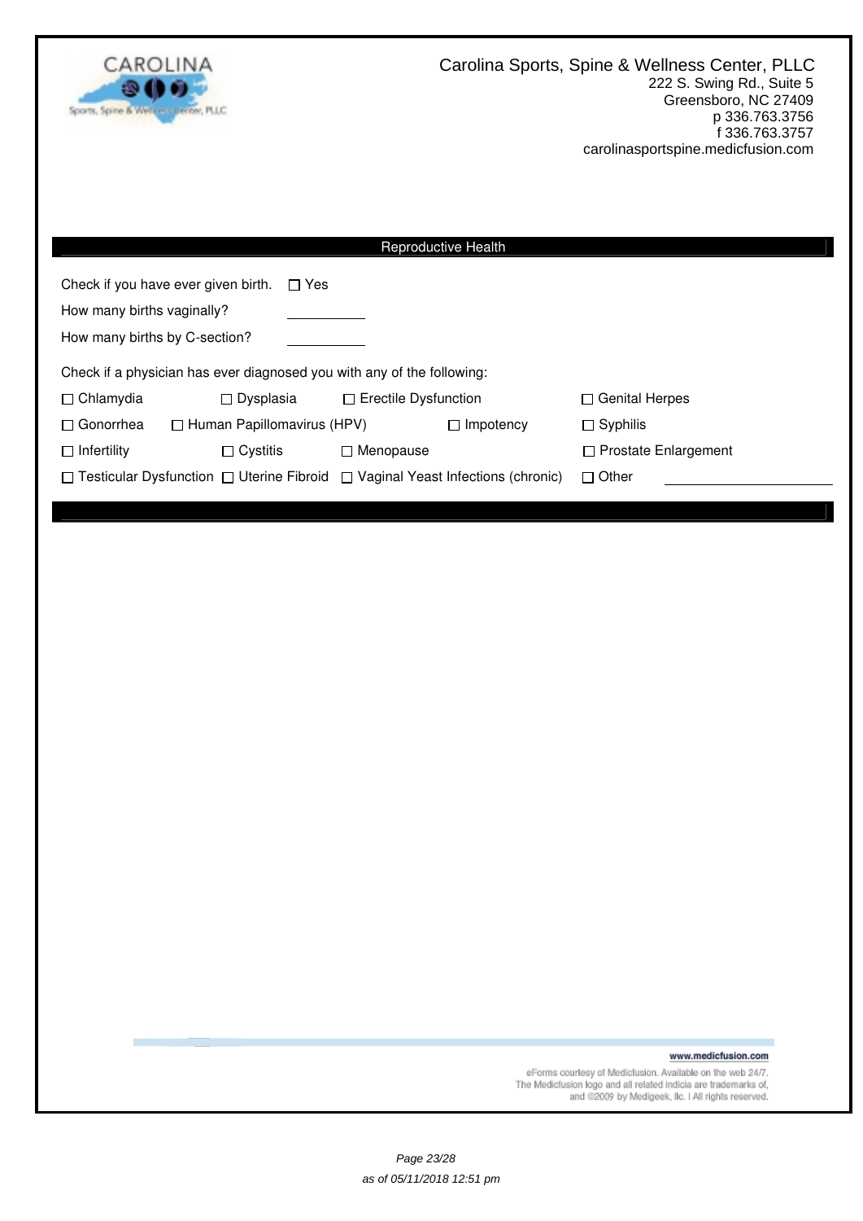Carolina Sports, Spine & Wellness Center, PLLC
222 S. Swing Rd., Suite 5
Greensboro, NC 27409
p 336.763.3756
f 336.763.3757
carolinasportspine.medicfusion.com

## Reproductive Health

Check if you have ever given birth. ☐ Yes

How many births vaginally? ______

How many births by C-section? ______

Check if a physician has ever diagnosed you with any of the following:

| | | | |
|---|---|---|---|
| ☐ Chlamydia | ☐ Dysplasia | ☐ Erectile Dysfunction | ☐ Genital Herpes |
| ☐ Gonorrhea | ☐ Human Papillomavirus (HPV) | ☐ Impotency | ☐ Syphilis |
| ☐ Infertility | ☐ Cystitis | ☐ Menopause | ☐ Prostate Enlargement |
| ☐ Testicular Dysfunction | ☐ Uterine Fibroid | ☐ Vaginal Yeast Infections (chronic) | ☐ Other ______________ |

www.medicfusion.com

eForms courtesy of Medicfusion. Available on the web 24/7.
The Medicfusion logo and all related indicia are trademarks of,
and ©2009 by Medigeek, llc. I All rights reserved.

*as of 05/11/2018 12:51 pm*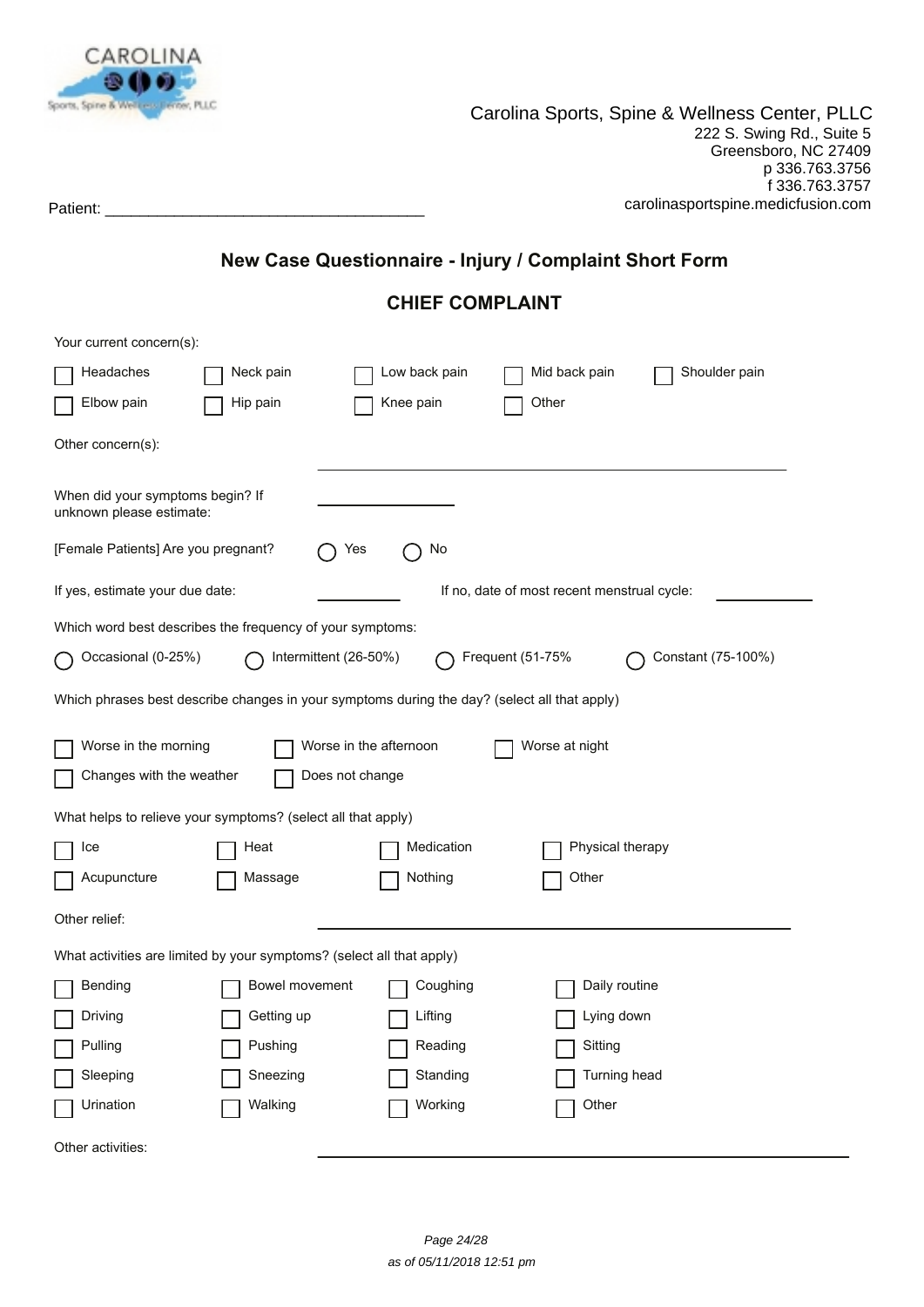CAROLINA
Sports, Spine & Wellness Center, PLLC

Carolina Sports, Spine & Wellness Center, PLLC
222 S. Swing Rd., Suite 5
Greensboro, NC 27409
p 336.763.3756
f 336.763.3757
carolinasportspine.medicfusion.com

Patient: ___________________________________

## New Case Questionnaire - Injury / Complaint Short Form

### CHIEF COMPLAINT

Your current concern(s):

- [ ] Headaches
- [ ] Neck pain
- [ ] Low back pain
- [ ] Mid back pain
- [ ] Shoulder pain
- [ ] Elbow pain
- [ ] Hip pain
- [ ] Knee pain
- [ ] Other

Other concern(s): ___________________________________

When did your symptoms begin? If unknown please estimate: ______________

[Female Patients] Are you pregnant? ◯ Yes ◯ No

If yes, estimate your due date: __________ If no, date of most recent menstrual cycle: __________

Which word best describes the frequency of your symptoms:

◯ Occasional (0-25%) ◯ Intermittent (26-50%) ◯ Frequent (51-75% ◯ Constant (75-100%)

Which phrases best describe changes in your symptoms during the day? (select all that apply)

- [ ] Worse in the morning
- [ ] Worse in the afternoon
- [ ] Worse at night
- [ ] Changes with the weather
- [ ] Does not change

What helps to relieve your symptoms? (select all that apply)

- [ ] Ice
- [ ] Heat
- [ ] Medication
- [ ] Physical therapy
- [ ] Acupuncture
- [ ] Massage
- [ ] Nothing
- [ ] Other

Other relief: ___________________________________

What activities are limited by your symptoms? (select all that apply)

- [ ] Bending
- [ ] Bowel movement
- [ ] Coughing
- [ ] Daily routine
- [ ] Driving
- [ ] Getting up
- [ ] Lifting
- [ ] Lying down
- [ ] Pulling
- [ ] Pushing
- [ ] Reading
- [ ] Sitting
- [ ] Sleeping
- [ ] Sneezing
- [ ] Standing
- [ ] Turning head
- [ ] Urination
- [ ] Walking
- [ ] Working
- [ ] Other

Other activities: ___________________________________

*as of 05/11/2018 12:51 pm*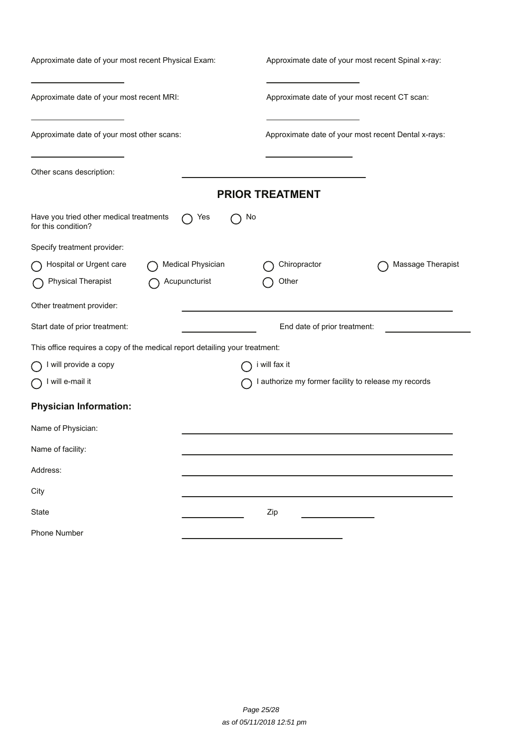Approximate date of your most recent Physical Exam: \_\_\_\_\_\_\_\_\_\_\_\_\_\_\_\_\_\_\_\_

Approximate date of your most recent Spinal x-ray: \_\_\_\_\_\_\_\_\_\_\_\_\_\_\_\_\_\_\_\_

Approximate date of your most recent MRI: \_\_\_\_\_\_\_\_\_\_\_\_\_\_\_\_\_\_\_\_

Approximate date of your most recent CT scan: \_\_\_\_\_\_\_\_\_\_\_\_\_\_\_\_\_\_\_\_

Approximate date of your most other scans: \_\_\_\_\_\_\_\_\_\_\_\_\_\_\_\_\_\_\_\_

Approximate date of your most recent Dental x-rays: \_\_\_\_\_\_\_\_\_\_\_\_\_\_\_\_\_\_\_\_

Other scans description: \_\_\_\_\_\_\_\_\_\_\_\_\_\_\_\_\_\_\_\_\_\_\_\_\_\_\_\_\_\_\_\_\_\_\_\_\_\_\_\_

## PRIOR TREATMENT

Have you tried other medical treatments for this condition?

- ◯ Yes
- ◯ No

Specify treatment provider:

- ◯ Hospital or Urgent care
- ◯ Medical Physician
- ◯ Chiropractor
- ◯ Massage Therapist
- ◯ Physical Therapist
- ◯ Acupuncturist
- ◯ Other

Other treatment provider: \_\_\_\_\_\_\_\_\_\_\_\_\_\_\_\_\_\_\_\_\_\_\_\_\_\_\_\_\_\_\_\_\_\_\_\_\_\_\_\_

Start date of prior treatment: \_\_\_\_\_\_\_\_\_\_\_\_\_\_\_\_ End date of prior treatment: \_\_\_\_\_\_\_\_\_\_\_\_\_\_\_\_

This office requires a copy of the medical report detailing your treatment:

- ◯ I will provide a copy
- ◯ i will fax it
- ◯ I will e-mail it
- ◯ I authorize my former facility to release my records

### Physician Information:

Name of Physician: \_\_\_\_\_\_\_\_\_\_\_\_\_\_\_\_\_\_\_\_\_\_\_\_\_\_\_\_\_\_\_\_\_\_\_\_\_\_\_\_

Name of facility: \_\_\_\_\_\_\_\_\_\_\_\_\_\_\_\_\_\_\_\_\_\_\_\_\_\_\_\_\_\_\_\_\_\_\_\_\_\_\_\_

Address: \_\_\_\_\_\_\_\_\_\_\_\_\_\_\_\_\_\_\_\_\_\_\_\_\_\_\_\_\_\_\_\_\_\_\_\_\_\_\_\_

City \_\_\_\_\_\_\_\_\_\_\_\_\_\_\_\_\_\_\_\_\_\_\_\_\_\_\_\_\_\_\_\_\_\_\_\_\_\_\_\_

State \_\_\_\_\_\_\_\_\_\_\_\_ Zip \_\_\_\_\_\_\_\_\_\_\_\_\_\_

Phone Number \_\_\_\_\_\_\_\_\_\_\_\_\_\_\_\_\_\_\_\_\_\_\_\_\_\_\_\_\_\_

*as of 05/11/2018 12:51 pm*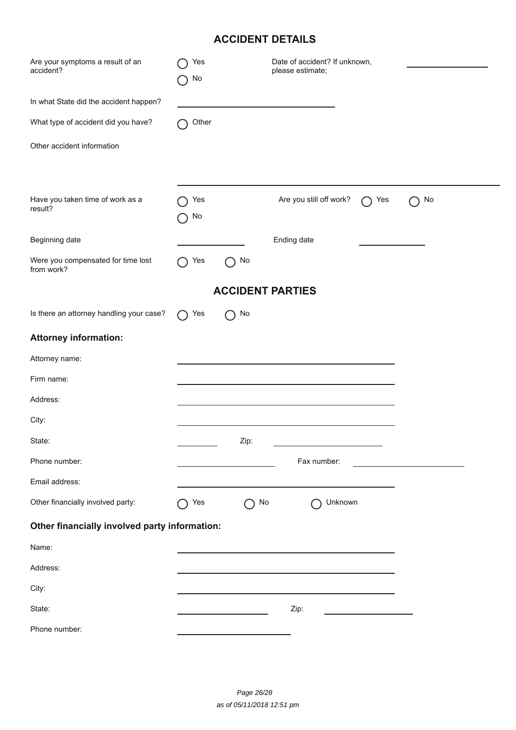## ACCIDENT DETAILS

Are your symptoms a result of an accident? ◯ Yes ◯ No

Date of accident? If unknown, please estimate; \_\_\_\_\_\_\_\_\_\_\_\_\_\_\_\_

In what State did the accident happen? \_\_\_\_\_\_\_\_\_\_\_\_\_\_\_\_\_\_\_\_\_\_\_\_\_\_\_\_\_\_

What type of accident did you have? ◯ Other

Other accident information

\_\_\_\_\_\_\_\_\_\_\_\_\_\_\_\_\_\_\_\_\_\_\_\_\_\_\_\_\_\_\_\_\_\_\_\_\_\_\_\_\_\_\_\_\_\_\_\_\_\_\_\_\_\_\_\_\_\_

Have you taken time of work as a result? ◯ Yes ◯ No

Are you still off work? ◯ Yes ◯ No

Beginning date \_\_\_\_\_\_\_\_\_\_\_\_ Ending date \_\_\_\_\_\_\_\_\_\_\_\_

Were you compensated for time lost from work? ◯ Yes ◯ No

## ACCIDENT PARTIES

Is there an attorney handling your case? ◯ Yes ◯ No

### Attorney information:

Attorney name: \_\_\_\_\_\_\_\_\_\_\_\_\_\_\_\_\_\_\_\_\_\_\_\_\_\_\_\_\_\_\_\_\_\_\_\_\_\_\_\_

Firm name: \_\_\_\_\_\_\_\_\_\_\_\_\_\_\_\_\_\_\_\_\_\_\_\_\_\_\_\_\_\_\_\_\_\_\_\_\_\_\_\_

Address: \_\_\_\_\_\_\_\_\_\_\_\_\_\_\_\_\_\_\_\_\_\_\_\_\_\_\_\_\_\_\_\_\_\_\_\_\_\_\_\_

City: \_\_\_\_\_\_\_\_\_\_\_\_\_\_\_\_\_\_\_\_\_\_\_\_\_\_\_\_\_\_\_\_\_\_\_\_\_\_\_\_

State: \_\_\_\_\_\_\_\_ Zip: \_\_\_\_\_\_\_\_\_\_\_\_\_\_\_\_\_\_\_\_

Phone number: \_\_\_\_\_\_\_\_\_\_\_\_\_\_\_\_\_\_ Fax number: \_\_\_\_\_\_\_\_\_\_\_\_\_\_\_\_\_\_\_\_

Email address: \_\_\_\_\_\_\_\_\_\_\_\_\_\_\_\_\_\_\_\_\_\_\_\_\_\_\_\_\_\_\_\_\_\_\_\_\_\_\_\_

Other financially involved party: ◯ Yes ◯ No ◯ Unknown

### Other financially involved party information:

Name: \_\_\_\_\_\_\_\_\_\_\_\_\_\_\_\_\_\_\_\_\_\_\_\_\_\_\_\_\_\_\_\_\_\_\_\_\_\_\_\_

Address: \_\_\_\_\_\_\_\_\_\_\_\_\_\_\_\_\_\_\_\_\_\_\_\_\_\_\_\_\_\_\_\_\_\_\_\_\_\_\_\_

City: \_\_\_\_\_\_\_\_\_\_\_\_\_\_\_\_\_\_\_\_\_\_\_\_\_\_\_\_\_\_\_\_\_\_\_\_\_\_\_\_

State: \_\_\_\_\_\_\_\_\_\_\_\_\_\_\_\_\_\_ Zip: \_\_\_\_\_\_\_\_\_\_\_\_\_\_\_\_\_\_

Phone number: \_\_\_\_\_\_\_\_\_\_\_\_\_\_\_\_\_\_\_\_\_\_

*as of 05/11/2018 12:51 pm*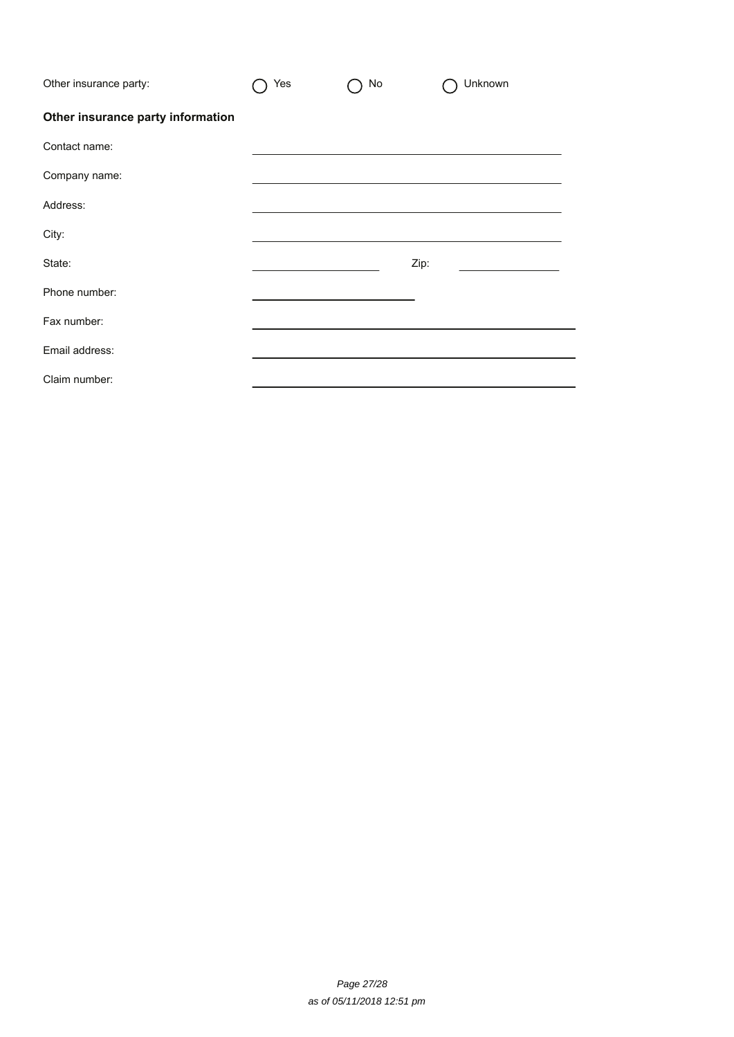Other insurance party: ◯ Yes ◯ No ◯ Unknown

**Other insurance party information**

Contact name: ______________________________

Company name: ______________________________

Address: ______________________________

City: ______________________________

State: ______________ Zip: ______________

Phone number: ______________________________

Fax number: ______________________________

Email address: ______________________________

Claim number: ______________________________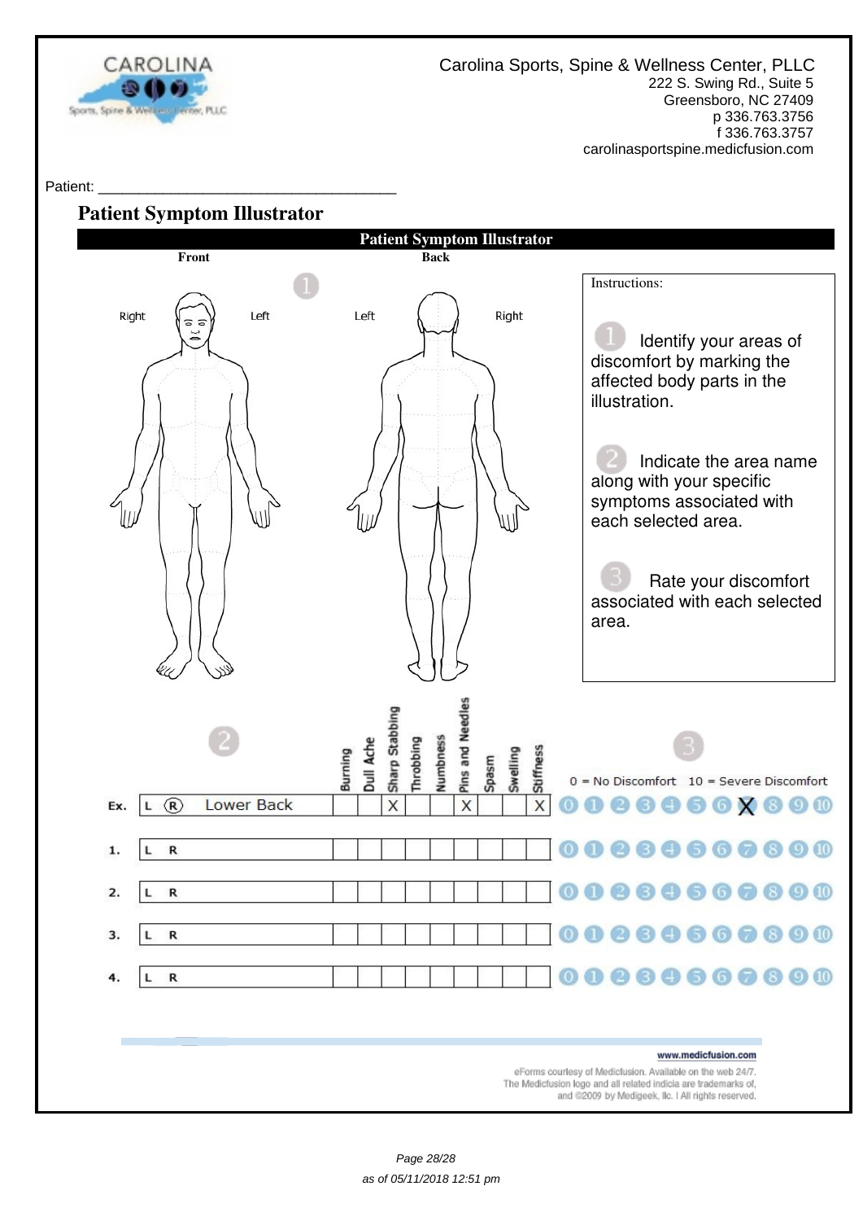CAROLINA

Sports, Spine & Wellness Center, PLLC

Carolina Sports, Spine & Wellness Center, PLLC
222 S. Swing Rd., Suite 5
Greensboro, NC 27409
p 336.763.3756
f 336.763.3757
carolinasportspine.medicfusion.com

Patient: ___________________________________

# Patient Symptom Illustrator

## Patient Symptom Illustrator

Front

Right Left

Back

Left Right

1

Instructions:

1 Identify your areas of discomfort by marking the affected body parts in the illustration.

2 Indicate the area name along with your specific symptoms associated with each selected area.

3 Rate your discomfort associated with each selected area.

2

3

0 = No Discomfort 10 = Severe Discomfort

| | Area | Burning | Dull Ache | Sharp Stabbing | Throbbing | Numbness | Pins and Needles | Spasm | Swelling | Stiffness | Rating (0–10) |
|---|---|---|---|---|---|---|---|---|---|---|---|
| Ex. | L (R) Lower Back | | | X | | | X | | | X | 0 1 2 3 4 5 6 X 8 9 10 |
| 1. | L R | | | | | | | | | | 0 1 2 3 4 5 6 7 8 9 10 |
| 2. | L R | | | | | | | | | | 0 1 2 3 4 5 6 7 8 9 10 |
| 3. | L R | | | | | | | | | | 0 1 2 3 4 5 6 7 8 9 10 |
| 4. | L R | | | | | | | | | | 0 1 2 3 4 5 6 7 8 9 10 |

www.medicfusion.com

eForms courtesy of Medicfusion. Available on the web 24/7.
The Medicfusion logo and all related indicia are trademarks of,
and ©2009 by Medigeek, llc. | All rights reserved.

as of 05/11/2018 12:51 pm